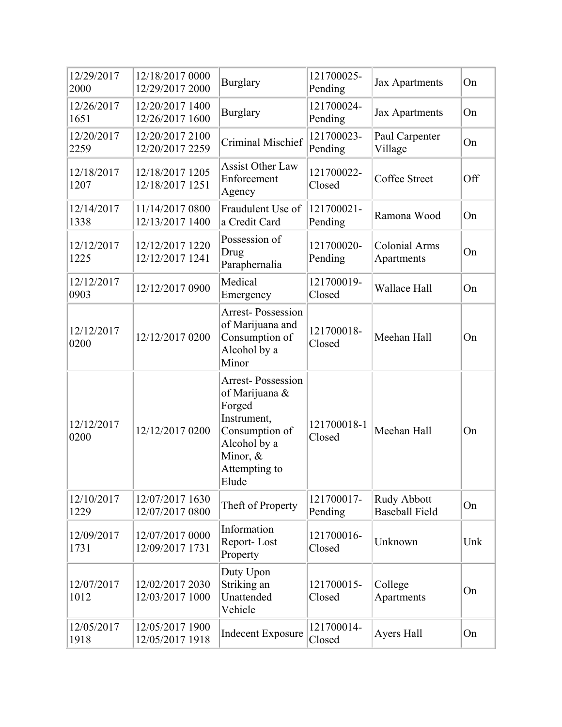| 12/29/2017 2000 | 12/18/2017 0000 12/29/2017 2000 | Burglary | 121700025-Pending | Jax Apartments | On |
|---|---|---|---|---|---|
| 12/26/2017 1651 | 12/20/2017 1400 12/26/2017 1600 | Burglary | 121700024-Pending | Jax Apartments | On |
| 12/20/2017 2259 | 12/20/2017 2100 12/20/2017 2259 | Criminal Mischief | 121700023-Pending | Paul Carpenter Village | On |
| 12/18/2017 1207 | 12/18/2017 1205 12/18/2017 1251 | Assist Other Law Enforcement Agency | 121700022-Closed | Coffee Street | Off |
| 12/14/2017 1338 | 11/14/2017 0800 12/13/2017 1400 | Fraudulent Use of a Credit Card | 121700021-Pending | Ramona Wood | On |
| 12/12/2017 1225 | 12/12/2017 1220 12/12/2017 1241 | Possession of Drug Paraphernalia | 121700020-Pending | Colonial Arms Apartments | On |
| 12/12/2017 0903 | 12/12/2017 0900 | Medical Emergency | 121700019-Closed | Wallace Hall | On |
| 12/12/2017 0200 | 12/12/2017 0200 | Arrest- Possession of Marijuana and Consumption of Alcohol by a Minor | 121700018-Closed | Meehan Hall | On |
| 12/12/2017 0200 | 12/12/2017 0200 | Arrest- Possession of Marijuana & Forged Instrument, Consumption of Alcohol by a Minor, & Attempting to Elude | 121700018-1 Closed | Meehan Hall | On |
| 12/10/2017 1229 | 12/07/2017 1630 12/07/2017 0800 | Theft of Property | 121700017-Pending | Rudy Abbott Baseball Field | On |
| 12/09/2017 1731 | 12/07/2017 0000 12/09/2017 1731 | Information Report- Lost Property | 121700016-Closed | Unknown | Unk |
| 12/07/2017 1012 | 12/02/2017 2030 12/03/2017 1000 | Duty Upon Striking an Unattended Vehicle | 121700015-Closed | College Apartments | On |
| 12/05/2017 1918 | 12/05/2017 1900 12/05/2017 1918 | Indecent Exposure | 121700014-Closed | Ayers Hall | On |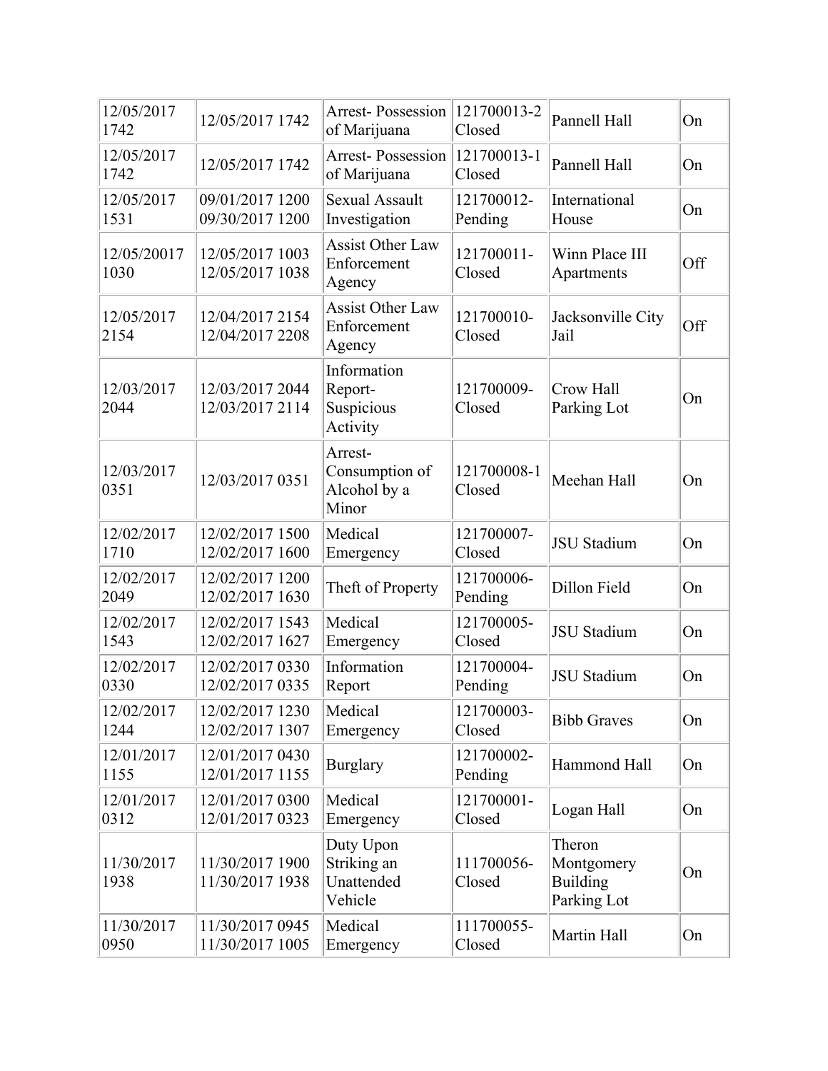| 12/05/2017 1742 | 12/05/2017 1742 | Arrest- Possession of Marijuana | 121700013-2 Closed | Pannell Hall | On |
|---|---|---|---|---|---|
| 12/05/2017 1742 | 12/05/2017 1742 | Arrest- Possession of Marijuana | 121700013-1 Closed | Pannell Hall | On |
| 12/05/2017 1531 | 09/01/2017 1200 09/30/2017 1200 | Sexual Assault Investigation | 121700012- Pending | International House | On |
| 12/05/20017 1030 | 12/05/2017 1003 12/05/2017 1038 | Assist Other Law Enforcement Agency | 121700011- Closed | Winn Place III Apartments | Off |
| 12/05/2017 2154 | 12/04/2017 2154 12/04/2017 2208 | Assist Other Law Enforcement Agency | 121700010- Closed | Jacksonville City Jail | Off |
| 12/03/2017 2044 | 12/03/2017 2044 12/03/2017 2114 | Information Report- Suspicious Activity | 121700009- Closed | Crow Hall Parking Lot | On |
| 12/03/2017 0351 | 12/03/2017 0351 | Arrest- Consumption of Alcohol by a Minor | 121700008-1 Closed | Meehan Hall | On |
| 12/02/2017 1710 | 12/02/2017 1500 12/02/2017 1600 | Medical Emergency | 121700007- Closed | JSU Stadium | On |
| 12/02/2017 2049 | 12/02/2017 1200 12/02/2017 1630 | Theft of Property | 121700006- Pending | Dillon Field | On |
| 12/02/2017 1543 | 12/02/2017 1543 12/02/2017 1627 | Medical Emergency | 121700005- Closed | JSU Stadium | On |
| 12/02/2017 0330 | 12/02/2017 0330 12/02/2017 0335 | Information Report | 121700004- Pending | JSU Stadium | On |
| 12/02/2017 1244 | 12/02/2017 1230 12/02/2017 1307 | Medical Emergency | 121700003- Closed | Bibb Graves | On |
| 12/01/2017 1155 | 12/01/2017 0430 12/01/2017 1155 | Burglary | 121700002- Pending | Hammond Hall | On |
| 12/01/2017 0312 | 12/01/2017 0300 12/01/2017 0323 | Medical Emergency | 121700001- Closed | Logan Hall | On |
| 11/30/2017 1938 | 11/30/2017 1900 11/30/2017 1938 | Duty Upon Striking an Unattended Vehicle | 111700056- Closed | Theron Montgomery Building Parking Lot | On |
| 11/30/2017 0950 | 11/30/2017 0945 11/30/2017 1005 | Medical Emergency | 111700055- Closed | Martin Hall | On |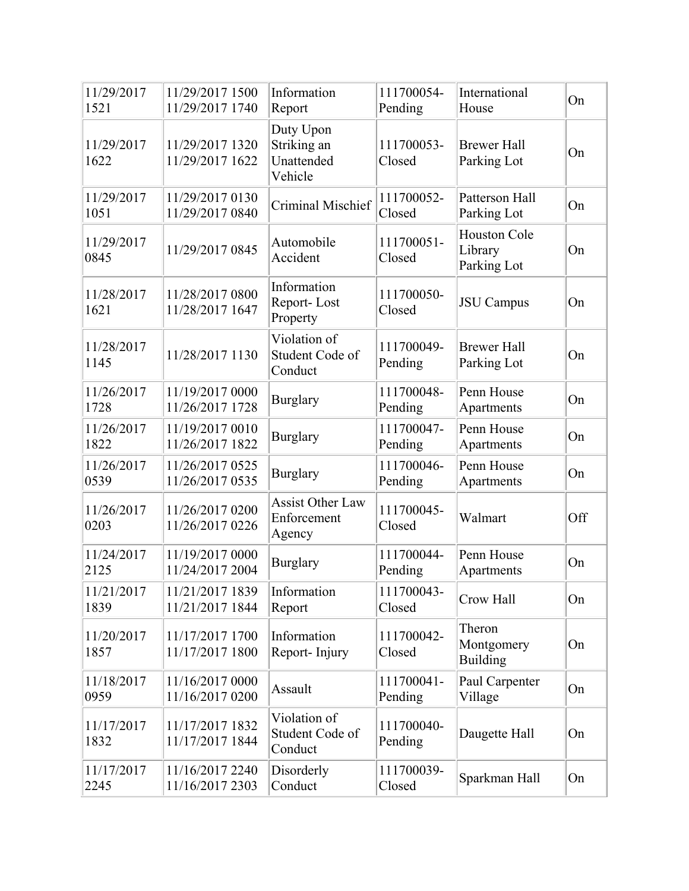| | | | | | |
|---|---|---|---|---|---|
| 11/29/2017 1521 | 11/29/2017 1500 11/29/2017 1740 | Information Report | 111700054-Pending | International House | On |
| 11/29/2017 1622 | 11/29/2017 1320 11/29/2017 1622 | Duty Upon Striking an Unattended Vehicle | 111700053-Closed | Brewer Hall Parking Lot | On |
| 11/29/2017 1051 | 11/29/2017 0130 11/29/2017 0840 | Criminal Mischief | 111700052-Closed | Patterson Hall Parking Lot | On |
| 11/29/2017 0845 | 11/29/2017 0845 | Automobile Accident | 111700051-Closed | Houston Cole Library Parking Lot | On |
| 11/28/2017 1621 | 11/28/2017 0800 11/28/2017 1647 | Information Report- Lost Property | 111700050-Closed | JSU Campus | On |
| 11/28/2017 1145 | 11/28/2017 1130 | Violation of Student Code of Conduct | 111700049-Pending | Brewer Hall Parking Lot | On |
| 11/26/2017 1728 | 11/19/2017 0000 11/26/2017 1728 | Burglary | 111700048-Pending | Penn House Apartments | On |
| 11/26/2017 1822 | 11/19/2017 0010 11/26/2017 1822 | Burglary | 111700047-Pending | Penn House Apartments | On |
| 11/26/2017 0539 | 11/26/2017 0525 11/26/2017 0535 | Burglary | 111700046-Pending | Penn House Apartments | On |
| 11/26/2017 0203 | 11/26/2017 0200 11/26/2017 0226 | Assist Other Law Enforcement Agency | 111700045-Closed | Walmart | Off |
| 11/24/2017 2125 | 11/19/2017 0000 11/24/2017 2004 | Burglary | 111700044-Pending | Penn House Apartments | On |
| 11/21/2017 1839 | 11/21/2017 1839 11/21/2017 1844 | Information Report | 111700043-Closed | Crow Hall | On |
| 11/20/2017 1857 | 11/17/2017 1700 11/17/2017 1800 | Information Report- Injury | 111700042-Closed | Theron Montgomery Building | On |
| 11/18/2017 0959 | 11/16/2017 0000 11/16/2017 0200 | Assault | 111700041-Pending | Paul Carpenter Village | On |
| 11/17/2017 1832 | 11/17/2017 1832 11/17/2017 1844 | Violation of Student Code of Conduct | 111700040-Pending | Daugette Hall | On |
| 11/17/2017 2245 | 11/16/2017 2240 11/16/2017 2303 | Disorderly Conduct | 111700039-Closed | Sparkman Hall | On |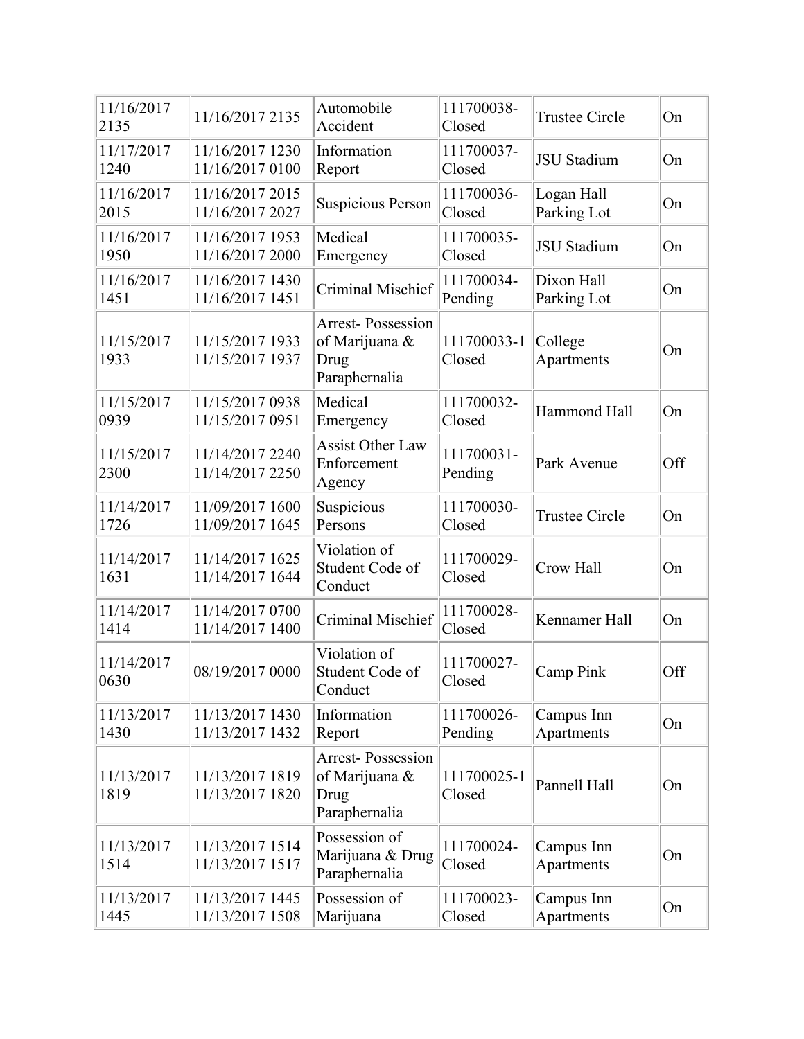| | | | | | |
|---|---|---|---|---|---|
| 11/16/2017 2135 | 11/16/2017 2135 | Automobile Accident | 111700038-Closed | Trustee Circle | On |
| 11/17/2017 1240 | 11/16/2017 1230 11/16/2017 0100 | Information Report | 111700037-Closed | JSU Stadium | On |
| 11/16/2017 2015 | 11/16/2017 2015 11/16/2017 2027 | Suspicious Person | 111700036-Closed | Logan Hall Parking Lot | On |
| 11/16/2017 1950 | 11/16/2017 1953 11/16/2017 2000 | Medical Emergency | 111700035-Closed | JSU Stadium | On |
| 11/16/2017 1451 | 11/16/2017 1430 11/16/2017 1451 | Criminal Mischief | 111700034-Pending | Dixon Hall Parking Lot | On |
| 11/15/2017 1933 | 11/15/2017 1933 11/15/2017 1937 | Arrest- Possession of Marijuana & Drug Paraphernalia | 111700033-1 Closed | College Apartments | On |
| 11/15/2017 0939 | 11/15/2017 0938 11/15/2017 0951 | Medical Emergency | 111700032-Closed | Hammond Hall | On |
| 11/15/2017 2300 | 11/14/2017 2240 11/14/2017 2250 | Assist Other Law Enforcement Agency | 111700031-Pending | Park Avenue | Off |
| 11/14/2017 1726 | 11/09/2017 1600 11/09/2017 1645 | Suspicious Persons | 111700030-Closed | Trustee Circle | On |
| 11/14/2017 1631 | 11/14/2017 1625 11/14/2017 1644 | Violation of Student Code of Conduct | 111700029-Closed | Crow Hall | On |
| 11/14/2017 1414 | 11/14/2017 0700 11/14/2017 1400 | Criminal Mischief | 111700028-Closed | Kennamer Hall | On |
| 11/14/2017 0630 | 08/19/2017 0000 | Violation of Student Code of Conduct | 111700027-Closed | Camp Pink | Off |
| 11/13/2017 1430 | 11/13/2017 1430 11/13/2017 1432 | Information Report | 111700026-Pending | Campus Inn Apartments | On |
| 11/13/2017 1819 | 11/13/2017 1819 11/13/2017 1820 | Arrest- Possession of Marijuana & Drug Paraphernalia | 111700025-1 Closed | Pannell Hall | On |
| 11/13/2017 1514 | 11/13/2017 1514 11/13/2017 1517 | Possession of Marijuana & Drug Paraphernalia | 111700024-Closed | Campus Inn Apartments | On |
| 11/13/2017 1445 | 11/13/2017 1445 11/13/2017 1508 | Possession of Marijuana | 111700023-Closed | Campus Inn Apartments | On |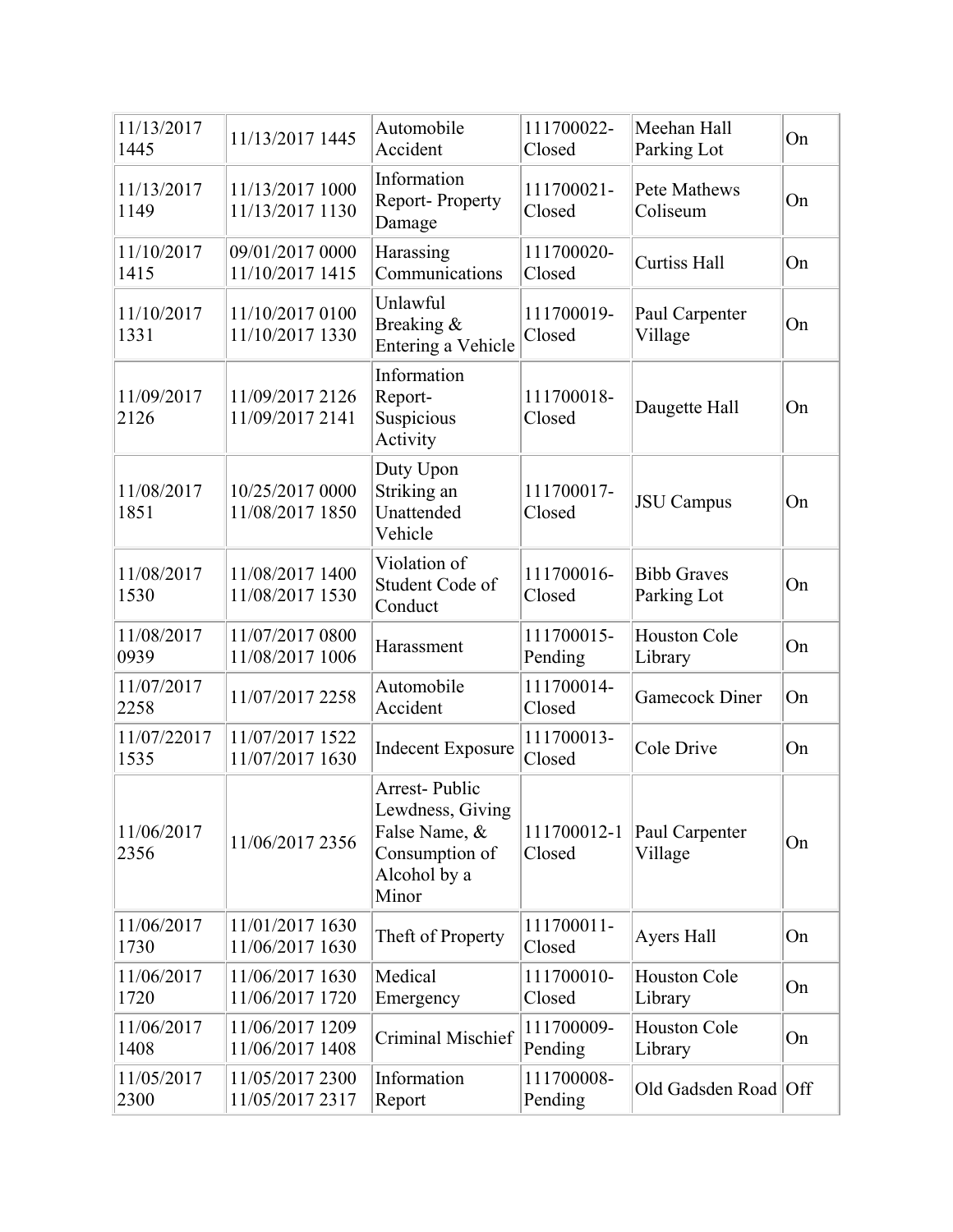| | | | | | |
|---|---|---|---|---|---|
| 11/13/2017 1445 | 11/13/2017 1445 | Automobile Accident | 111700022-Closed | Meehan Hall Parking Lot | On |
| 11/13/2017 1149 | 11/13/2017 1000 11/13/2017 1130 | Information Report- Property Damage | 111700021-Closed | Pete Mathews Coliseum | On |
| 11/10/2017 1415 | 09/01/2017 0000 11/10/2017 1415 | Harassing Communications | 111700020-Closed | Curtiss Hall | On |
| 11/10/2017 1331 | 11/10/2017 0100 11/10/2017 1330 | Unlawful Breaking & Entering a Vehicle | 111700019-Closed | Paul Carpenter Village | On |
| 11/09/2017 2126 | 11/09/2017 2126 11/09/2017 2141 | Information Report- Suspicious Activity | 111700018-Closed | Daugette Hall | On |
| 11/08/2017 1851 | 10/25/2017 0000 11/08/2017 1850 | Duty Upon Striking an Unattended Vehicle | 111700017-Closed | JSU Campus | On |
| 11/08/2017 1530 | 11/08/2017 1400 11/08/2017 1530 | Violation of Student Code of Conduct | 111700016-Closed | Bibb Graves Parking Lot | On |
| 11/08/2017 0939 | 11/07/2017 0800 11/08/2017 1006 | Harassment | 111700015-Pending | Houston Cole Library | On |
| 11/07/2017 2258 | 11/07/2017 2258 | Automobile Accident | 111700014-Closed | Gamecock Diner | On |
| 11/07/22017 1535 | 11/07/2017 1522 11/07/2017 1630 | Indecent Exposure | 111700013-Closed | Cole Drive | On |
| 11/06/2017 2356 | 11/06/2017 2356 | Arrest- Public Lewdness, Giving False Name, & Consumption of Alcohol by a Minor | 111700012-1 Closed | Paul Carpenter Village | On |
| 11/06/2017 1730 | 11/01/2017 1630 11/06/2017 1630 | Theft of Property | 111700011-Closed | Ayers Hall | On |
| 11/06/2017 1720 | 11/06/2017 1630 11/06/2017 1720 | Medical Emergency | 111700010-Closed | Houston Cole Library | On |
| 11/06/2017 1408 | 11/06/2017 1209 11/06/2017 1408 | Criminal Mischief | 111700009-Pending | Houston Cole Library | On |
| 11/05/2017 2300 | 11/05/2017 2300 11/05/2017 2317 | Information Report | 111700008-Pending | Old Gadsden Road | Off |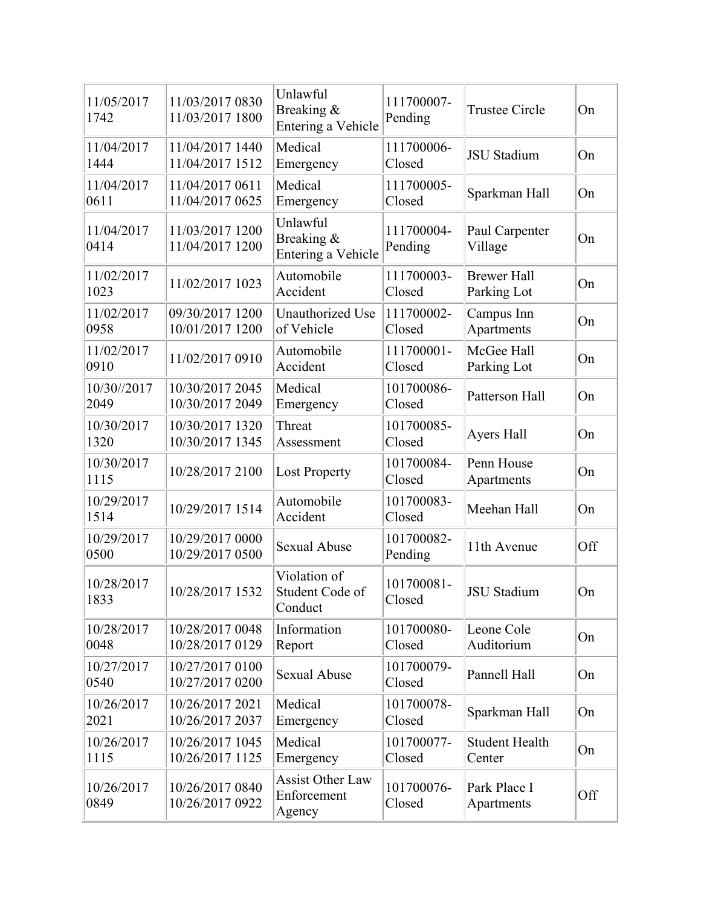| | | | | | |
|---|---|---|---|---|---|
| 11/05/2017 1742 | 11/03/2017 0830 11/03/2017 1800 | Unlawful Breaking & Entering a Vehicle | 111700007-Pending | Trustee Circle | On |
| 11/04/2017 1444 | 11/04/2017 1440 11/04/2017 1512 | Medical Emergency | 111700006-Closed | JSU Stadium | On |
| 11/04/2017 0611 | 11/04/2017 0611 11/04/2017 0625 | Medical Emergency | 111700005-Closed | Sparkman Hall | On |
| 11/04/2017 0414 | 11/03/2017 1200 11/04/2017 1200 | Unlawful Breaking & Entering a Vehicle | 111700004-Pending | Paul Carpenter Village | On |
| 11/02/2017 1023 | 11/02/2017 1023 | Automobile Accident | 111700003-Closed | Brewer Hall Parking Lot | On |
| 11/02/2017 0958 | 09/30/2017 1200 10/01/2017 1200 | Unauthorized Use of Vehicle | 111700002-Closed | Campus Inn Apartments | On |
| 11/02/2017 0910 | 11/02/2017 0910 | Automobile Accident | 111700001-Closed | McGee Hall Parking Lot | On |
| 10/30//2017 2049 | 10/30/2017 2045 10/30/2017 2049 | Medical Emergency | 101700086-Closed | Patterson Hall | On |
| 10/30/2017 1320 | 10/30/2017 1320 10/30/2017 1345 | Threat Assessment | 101700085-Closed | Ayers Hall | On |
| 10/30/2017 1115 | 10/28/2017 2100 | Lost Property | 101700084-Closed | Penn House Apartments | On |
| 10/29/2017 1514 | 10/29/2017 1514 | Automobile Accident | 101700083-Closed | Meehan Hall | On |
| 10/29/2017 0500 | 10/29/2017 0000 10/29/2017 0500 | Sexual Abuse | 101700082-Pending | 11th Avenue | Off |
| 10/28/2017 1833 | 10/28/2017 1532 | Violation of Student Code of Conduct | 101700081-Closed | JSU Stadium | On |
| 10/28/2017 0048 | 10/28/2017 0048 10/28/2017 0129 | Information Report | 101700080-Closed | Leone Cole Auditorium | On |
| 10/27/2017 0540 | 10/27/2017 0100 10/27/2017 0200 | Sexual Abuse | 101700079-Closed | Pannell Hall | On |
| 10/26/2017 2021 | 10/26/2017 2021 10/26/2017 2037 | Medical Emergency | 101700078-Closed | Sparkman Hall | On |
| 10/26/2017 1115 | 10/26/2017 1045 10/26/2017 1125 | Medical Emergency | 101700077-Closed | Student Health Center | On |
| 10/26/2017 0849 | 10/26/2017 0840 10/26/2017 0922 | Assist Other Law Enforcement Agency | 101700076-Closed | Park Place I Apartments | Off |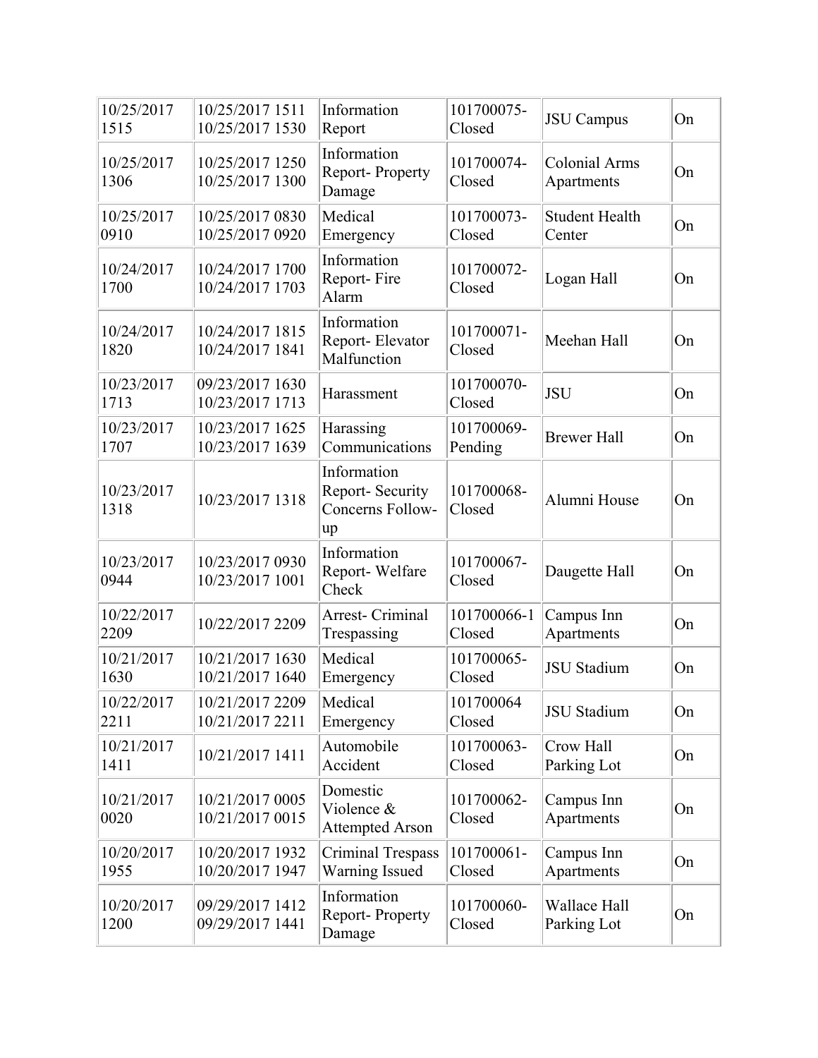| | | | | | |
|---|---|---|---|---|---|
| 10/25/2017 1515 | 10/25/2017 1511 10/25/2017 1530 | Information Report | 101700075-Closed | JSU Campus | On |
| 10/25/2017 1306 | 10/25/2017 1250 10/25/2017 1300 | Information Report- Property Damage | 101700074-Closed | Colonial Arms Apartments | On |
| 10/25/2017 0910 | 10/25/2017 0830 10/25/2017 0920 | Medical Emergency | 101700073-Closed | Student Health Center | On |
| 10/24/2017 1700 | 10/24/2017 1700 10/24/2017 1703 | Information Report- Fire Alarm | 101700072-Closed | Logan Hall | On |
| 10/24/2017 1820 | 10/24/2017 1815 10/24/2017 1841 | Information Report- Elevator Malfunction | 101700071-Closed | Meehan Hall | On |
| 10/23/2017 1713 | 09/23/2017 1630 10/23/2017 1713 | Harassment | 101700070-Closed | JSU | On |
| 10/23/2017 1707 | 10/23/2017 1625 10/23/2017 1639 | Harassing Communications | 101700069-Pending | Brewer Hall | On |
| 10/23/2017 1318 | 10/23/2017 1318 | Information Report- Security Concerns Follow-up | 101700068-Closed | Alumni House | On |
| 10/23/2017 0944 | 10/23/2017 0930 10/23/2017 1001 | Information Report- Welfare Check | 101700067-Closed | Daugette Hall | On |
| 10/22/2017 2209 | 10/22/2017 2209 | Arrest- Criminal Trespassing | 101700066-1 Closed | Campus Inn Apartments | On |
| 10/21/2017 1630 | 10/21/2017 1630 10/21/2017 1640 | Medical Emergency | 101700065-Closed | JSU Stadium | On |
| 10/22/2017 2211 | 10/21/2017 2209 10/21/2017 2211 | Medical Emergency | 101700064 Closed | JSU Stadium | On |
| 10/21/2017 1411 | 10/21/2017 1411 | Automobile Accident | 101700063-Closed | Crow Hall Parking Lot | On |
| 10/21/2017 0020 | 10/21/2017 0005 10/21/2017 0015 | Domestic Violence & Attempted Arson | 101700062-Closed | Campus Inn Apartments | On |
| 10/20/2017 1955 | 10/20/2017 1932 10/20/2017 1947 | Criminal Trespass Warning Issued | 101700061-Closed | Campus Inn Apartments | On |
| 10/20/2017 1200 | 09/29/2017 1412 09/29/2017 1441 | Information Report- Property Damage | 101700060-Closed | Wallace Hall Parking Lot | On |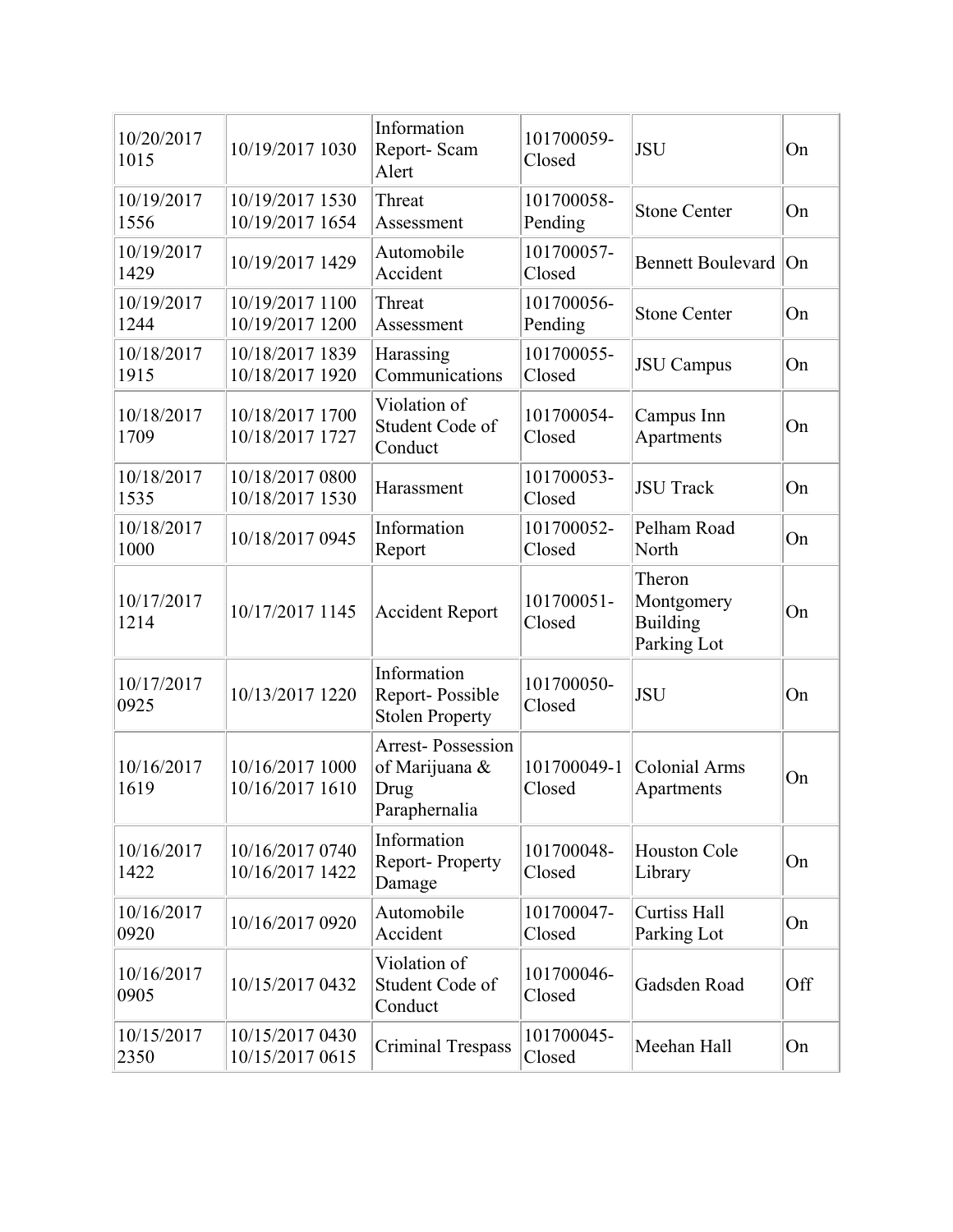| 10/20/2017 1015 | 10/19/2017 1030 | Information Report- Scam Alert | 101700059- Closed | JSU | On |
|---|---|---|---|---|---|
| 10/19/2017 1556 | 10/19/2017 1530 10/19/2017 1654 | Threat Assessment | 101700058- Pending | Stone Center | On |
| 10/19/2017 1429 | 10/19/2017 1429 | Automobile Accident | 101700057- Closed | Bennett Boulevard | On |
| 10/19/2017 1244 | 10/19/2017 1100 10/19/2017 1200 | Threat Assessment | 101700056- Pending | Stone Center | On |
| 10/18/2017 1915 | 10/18/2017 1839 10/18/2017 1920 | Harassing Communications | 101700055- Closed | JSU Campus | On |
| 10/18/2017 1709 | 10/18/2017 1700 10/18/2017 1727 | Violation of Student Code of Conduct | 101700054- Closed | Campus Inn Apartments | On |
| 10/18/2017 1535 | 10/18/2017 0800 10/18/2017 1530 | Harassment | 101700053- Closed | JSU Track | On |
| 10/18/2017 1000 | 10/18/2017 0945 | Information Report | 101700052- Closed | Pelham Road North | On |
| 10/17/2017 1214 | 10/17/2017 1145 | Accident Report | 101700051- Closed | Theron Montgomery Building Parking Lot | On |
| 10/17/2017 0925 | 10/13/2017 1220 | Information Report- Possible Stolen Property | 101700050- Closed | JSU | On |
| 10/16/2017 1619 | 10/16/2017 1000 10/16/2017 1610 | Arrest- Possession of Marijuana & Drug Paraphernalia | 101700049-1 Closed | Colonial Arms Apartments | On |
| 10/16/2017 1422 | 10/16/2017 0740 10/16/2017 1422 | Information Report- Property Damage | 101700048- Closed | Houston Cole Library | On |
| 10/16/2017 0920 | 10/16/2017 0920 | Automobile Accident | 101700047- Closed | Curtiss Hall Parking Lot | On |
| 10/16/2017 0905 | 10/15/2017 0432 | Violation of Student Code of Conduct | 101700046- Closed | Gadsden Road | Off |
| 10/15/2017 2350 | 10/15/2017 0430 10/15/2017 0615 | Criminal Trespass | 101700045- Closed | Meehan Hall | On |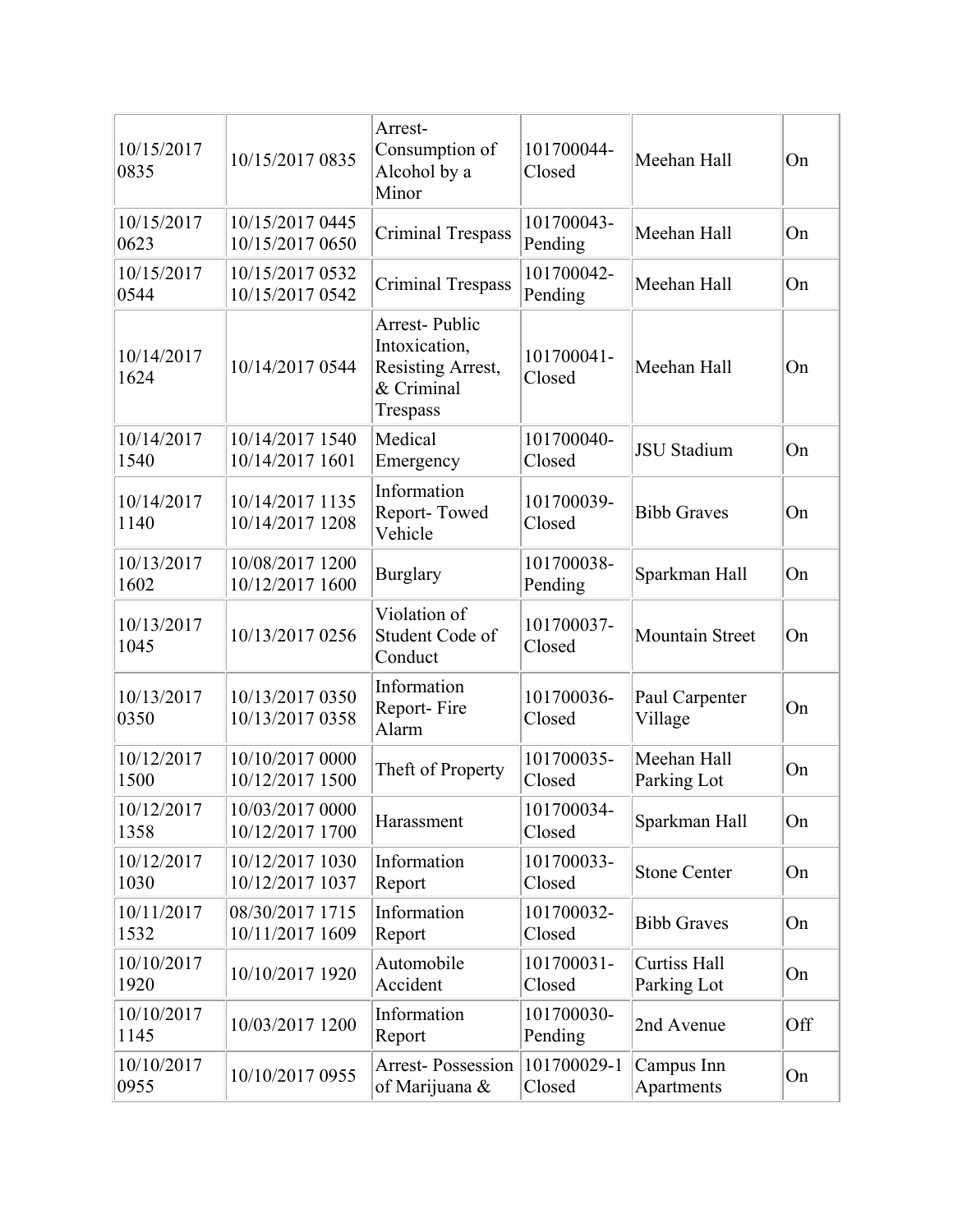| | | | | | |
|---|---|---|---|---|---|
| 10/15/2017 0835 | 10/15/2017 0835 | Arrest- Consumption of Alcohol by a Minor | 101700044- Closed | Meehan Hall | On |
| 10/15/2017 0623 | 10/15/2017 0445 10/15/2017 0650 | Criminal Trespass | 101700043- Pending | Meehan Hall | On |
| 10/15/2017 0544 | 10/15/2017 0532 10/15/2017 0542 | Criminal Trespass | 101700042- Pending | Meehan Hall | On |
| 10/14/2017 1624 | 10/14/2017 0544 | Arrest- Public Intoxication, Resisting Arrest, & Criminal Trespass | 101700041- Closed | Meehan Hall | On |
| 10/14/2017 1540 | 10/14/2017 1540 10/14/2017 1601 | Medical Emergency | 101700040- Closed | JSU Stadium | On |
| 10/14/2017 1140 | 10/14/2017 1135 10/14/2017 1208 | Information Report- Towed Vehicle | 101700039- Closed | Bibb Graves | On |
| 10/13/2017 1602 | 10/08/2017 1200 10/12/2017 1600 | Burglary | 101700038- Pending | Sparkman Hall | On |
| 10/13/2017 1045 | 10/13/2017 0256 | Violation of Student Code of Conduct | 101700037- Closed | Mountain Street | On |
| 10/13/2017 0350 | 10/13/2017 0350 10/13/2017 0358 | Information Report- Fire Alarm | 101700036- Closed | Paul Carpenter Village | On |
| 10/12/2017 1500 | 10/10/2017 0000 10/12/2017 1500 | Theft of Property | 101700035- Closed | Meehan Hall Parking Lot | On |
| 10/12/2017 1358 | 10/03/2017 0000 10/12/2017 1700 | Harassment | 101700034- Closed | Sparkman Hall | On |
| 10/12/2017 1030 | 10/12/2017 1030 10/12/2017 1037 | Information Report | 101700033- Closed | Stone Center | On |
| 10/11/2017 1532 | 08/30/2017 1715 10/11/2017 1609 | Information Report | 101700032- Closed | Bibb Graves | On |
| 10/10/2017 1920 | 10/10/2017 1920 | Automobile Accident | 101700031- Closed | Curtiss Hall Parking Lot | On |
| 10/10/2017 1145 | 10/03/2017 1200 | Information Report | 101700030- Pending | 2nd Avenue | Off |
| 10/10/2017 0955 | 10/10/2017 0955 | Arrest- Possession of Marijuana & | 101700029-1 Closed | Campus Inn Apartments | On |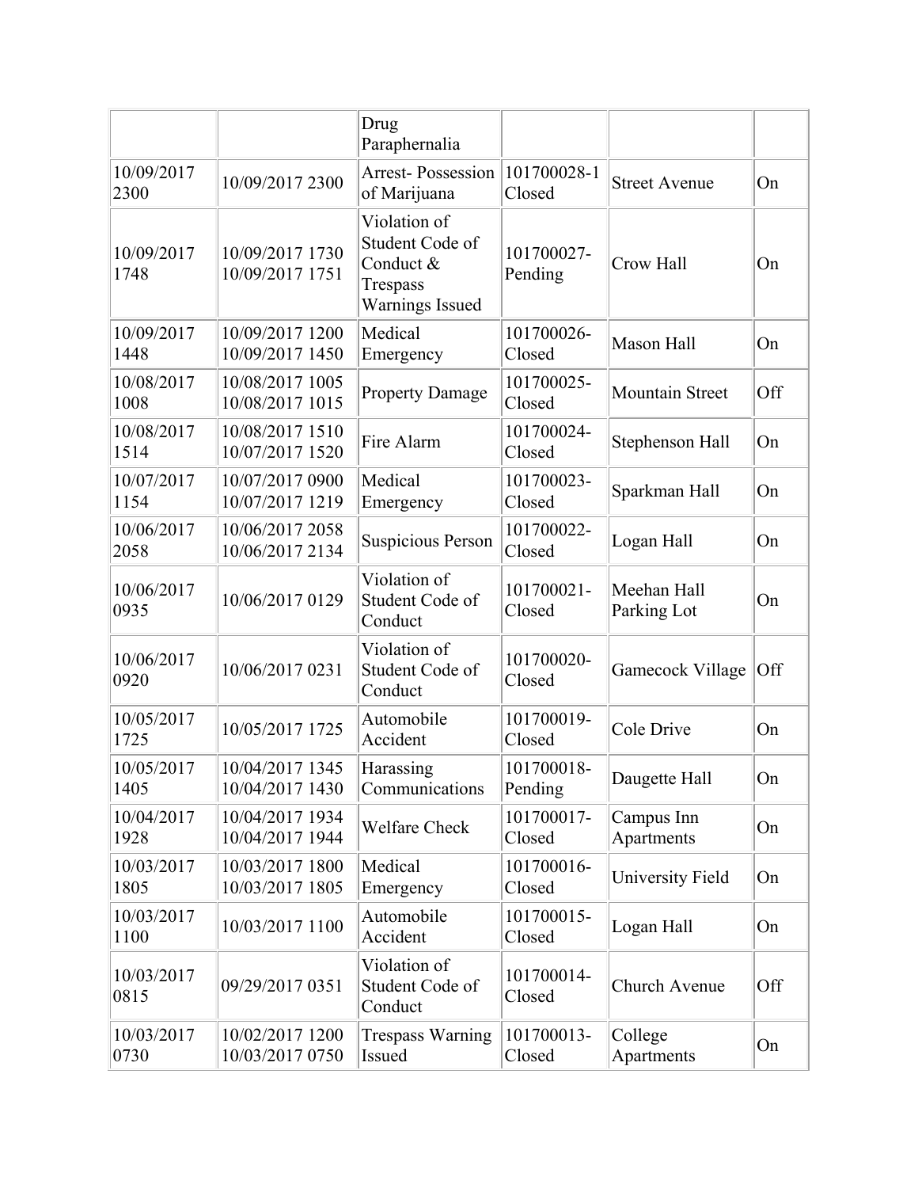| | | Drug Paraphernalia | | | |
|---|---|---|---|---|---|
| 10/09/2017 2300 | 10/09/2017 2300 | Arrest- Possession of Marijuana | 101700028-1 Closed | Street Avenue | On |
| 10/09/2017 1748 | 10/09/2017 1730 10/09/2017 1751 | Violation of Student Code of Conduct & Trespass Warnings Issued | 101700027- Pending | Crow Hall | On |
| 10/09/2017 1448 | 10/09/2017 1200 10/09/2017 1450 | Medical Emergency | 101700026- Closed | Mason Hall | On |
| 10/08/2017 1008 | 10/08/2017 1005 10/08/2017 1015 | Property Damage | 101700025- Closed | Mountain Street | Off |
| 10/08/2017 1514 | 10/08/2017 1510 10/07/2017 1520 | Fire Alarm | 101700024- Closed | Stephenson Hall | On |
| 10/07/2017 1154 | 10/07/2017 0900 10/07/2017 1219 | Medical Emergency | 101700023- Closed | Sparkman Hall | On |
| 10/06/2017 2058 | 10/06/2017 2058 10/06/2017 2134 | Suspicious Person | 101700022- Closed | Logan Hall | On |
| 10/06/2017 0935 | 10/06/2017 0129 | Violation of Student Code of Conduct | 101700021- Closed | Meehan Hall Parking Lot | On |
| 10/06/2017 0920 | 10/06/2017 0231 | Violation of Student Code of Conduct | 101700020- Closed | Gamecock Village | Off |
| 10/05/2017 1725 | 10/05/2017 1725 | Automobile Accident | 101700019- Closed | Cole Drive | On |
| 10/05/2017 1405 | 10/04/2017 1345 10/04/2017 1430 | Harassing Communications | 101700018- Pending | Daugette Hall | On |
| 10/04/2017 1928 | 10/04/2017 1934 10/04/2017 1944 | Welfare Check | 101700017- Closed | Campus Inn Apartments | On |
| 10/03/2017 1805 | 10/03/2017 1800 10/03/2017 1805 | Medical Emergency | 101700016- Closed | University Field | On |
| 10/03/2017 1100 | 10/03/2017 1100 | Automobile Accident | 101700015- Closed | Logan Hall | On |
| 10/03/2017 0815 | 09/29/2017 0351 | Violation of Student Code of Conduct | 101700014- Closed | Church Avenue | Off |
| 10/03/2017 0730 | 10/02/2017 1200 10/03/2017 0750 | Trespass Warning Issued | 101700013- Closed | College Apartments | On |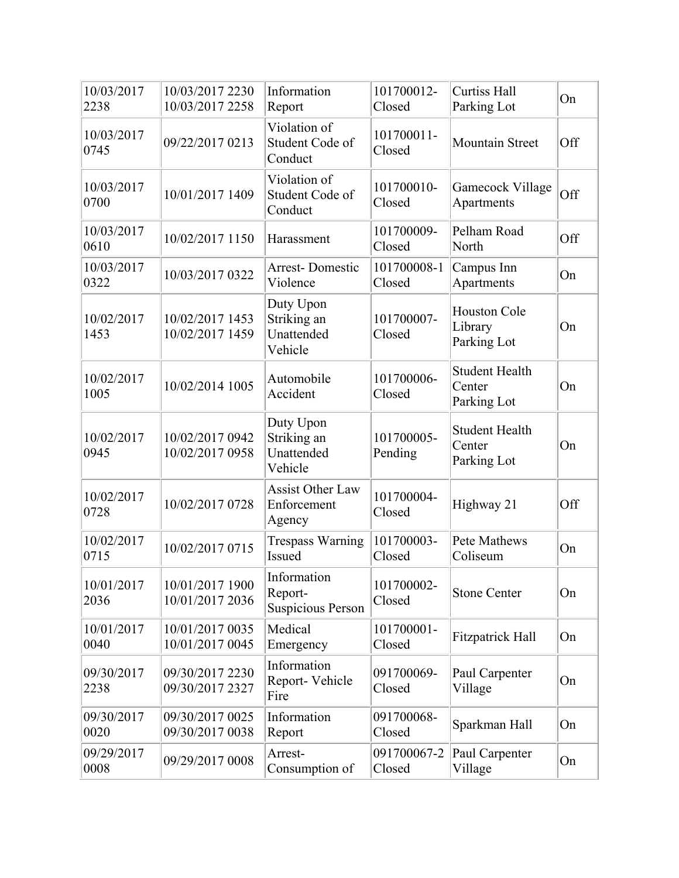| | | | | | |
|---|---|---|---|---|---|
| 10/03/2017 2238 | 10/03/2017 2230 10/03/2017 2258 | Information Report | 101700012-Closed | Curtiss Hall Parking Lot | On |
| 10/03/2017 0745 | 09/22/2017 0213 | Violation of Student Code of Conduct | 101700011-Closed | Mountain Street | Off |
| 10/03/2017 0700 | 10/01/2017 1409 | Violation of Student Code of Conduct | 101700010-Closed | Gamecock Village Apartments | Off |
| 10/03/2017 0610 | 10/02/2017 1150 | Harassment | 101700009-Closed | Pelham Road North | Off |
| 10/03/2017 0322 | 10/03/2017 0322 | Arrest- Domestic Violence | 101700008-1 Closed | Campus Inn Apartments | On |
| 10/02/2017 1453 | 10/02/2017 1453 10/02/2017 1459 | Duty Upon Striking an Unattended Vehicle | 101700007-Closed | Houston Cole Library Parking Lot | On |
| 10/02/2017 1005 | 10/02/2014 1005 | Automobile Accident | 101700006-Closed | Student Health Center Parking Lot | On |
| 10/02/2017 0945 | 10/02/2017 0942 10/02/2017 0958 | Duty Upon Striking an Unattended Vehicle | 101700005-Pending | Student Health Center Parking Lot | On |
| 10/02/2017 0728 | 10/02/2017 0728 | Assist Other Law Enforcement Agency | 101700004-Closed | Highway 21 | Off |
| 10/02/2017 0715 | 10/02/2017 0715 | Trespass Warning Issued | 101700003-Closed | Pete Mathews Coliseum | On |
| 10/01/2017 2036 | 10/01/2017 1900 10/01/2017 2036 | Information Report- Suspicious Person | 101700002-Closed | Stone Center | On |
| 10/01/2017 0040 | 10/01/2017 0035 10/01/2017 0045 | Medical Emergency | 101700001-Closed | Fitzpatrick Hall | On |
| 09/30/2017 2238 | 09/30/2017 2230 09/30/2017 2327 | Information Report- Vehicle Fire | 091700069-Closed | Paul Carpenter Village | On |
| 09/30/2017 0020 | 09/30/2017 0025 09/30/2017 0038 | Information Report | 091700068-Closed | Sparkman Hall | On |
| 09/29/2017 0008 | 09/29/2017 0008 | Arrest- Consumption of | 091700067-2 Closed | Paul Carpenter Village | On |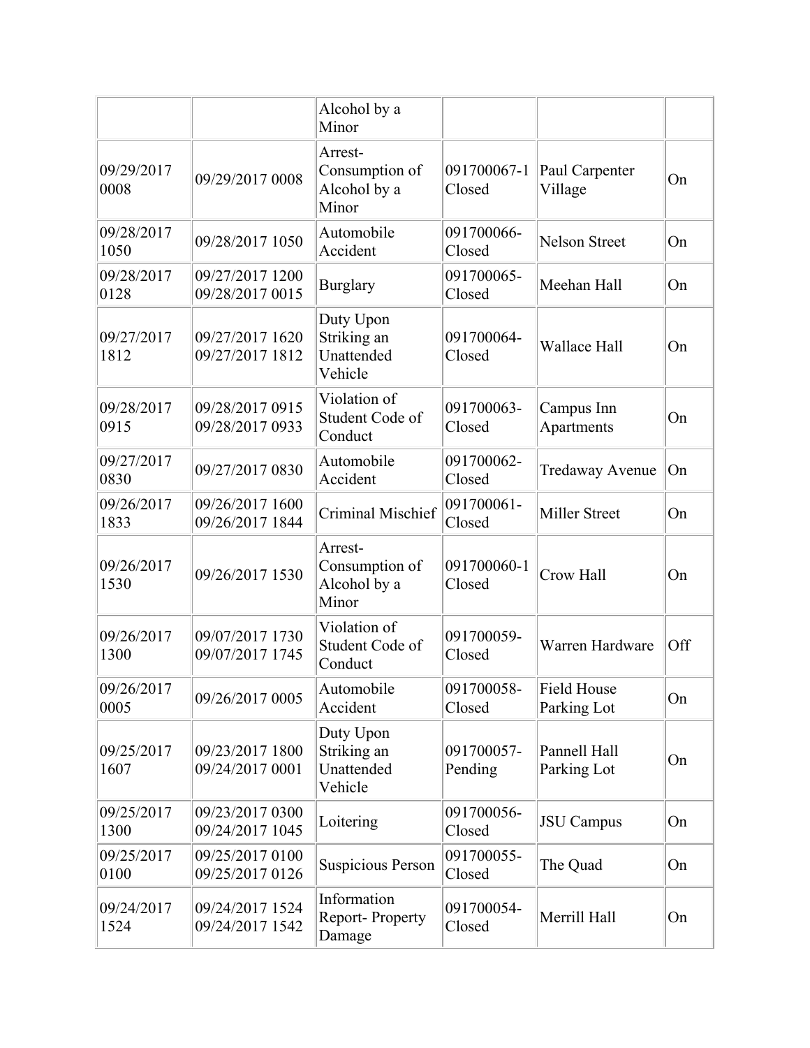| | | Alcohol by a Minor | | | |
|---|---|---|---|---|---|
| 09/29/2017 0008 | 09/29/2017 0008 | Arrest- Consumption of Alcohol by a Minor | 091700067-1 Closed | Paul Carpenter Village | On |
| 09/28/2017 1050 | 09/28/2017 1050 | Automobile Accident | 091700066- Closed | Nelson Street | On |
| 09/28/2017 0128 | 09/27/2017 1200 09/28/2017 0015 | Burglary | 091700065- Closed | Meehan Hall | On |
| 09/27/2017 1812 | 09/27/2017 1620 09/27/2017 1812 | Duty Upon Striking an Unattended Vehicle | 091700064- Closed | Wallace Hall | On |
| 09/28/2017 0915 | 09/28/2017 0915 09/28/2017 0933 | Violation of Student Code of Conduct | 091700063- Closed | Campus Inn Apartments | On |
| 09/27/2017 0830 | 09/27/2017 0830 | Automobile Accident | 091700062- Closed | Tredaway Avenue | On |
| 09/26/2017 1833 | 09/26/2017 1600 09/26/2017 1844 | Criminal Mischief | 091700061- Closed | Miller Street | On |
| 09/26/2017 1530 | 09/26/2017 1530 | Arrest- Consumption of Alcohol by a Minor | 091700060-1 Closed | Crow Hall | On |
| 09/26/2017 1300 | 09/07/2017 1730 09/07/2017 1745 | Violation of Student Code of Conduct | 091700059- Closed | Warren Hardware | Off |
| 09/26/2017 0005 | 09/26/2017 0005 | Automobile Accident | 091700058- Closed | Field House Parking Lot | On |
| 09/25/2017 1607 | 09/23/2017 1800 09/24/2017 0001 | Duty Upon Striking an Unattended Vehicle | 091700057- Pending | Pannell Hall Parking Lot | On |
| 09/25/2017 1300 | 09/23/2017 0300 09/24/2017 1045 | Loitering | 091700056- Closed | JSU Campus | On |
| 09/25/2017 0100 | 09/25/2017 0100 09/25/2017 0126 | Suspicious Person | 091700055- Closed | The Quad | On |
| 09/24/2017 1524 | 09/24/2017 1524 09/24/2017 1542 | Information Report- Property Damage | 091700054- Closed | Merrill Hall | On |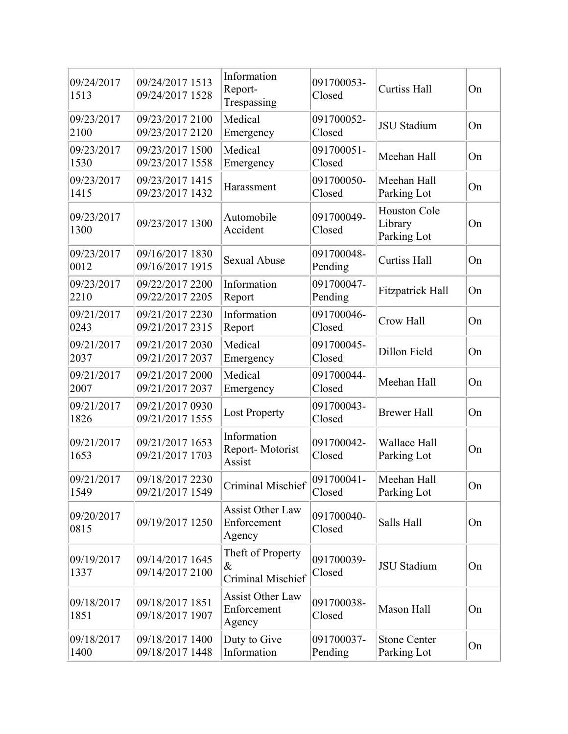| | | | | | |
|---|---|---|---|---|---|
| 09/24/2017 1513 | 09/24/2017 1513 09/24/2017 1528 | Information Report- Trespassing | 091700053- Closed | Curtiss Hall | On |
| 09/23/2017 2100 | 09/23/2017 2100 09/23/2017 2120 | Medical Emergency | 091700052- Closed | JSU Stadium | On |
| 09/23/2017 1530 | 09/23/2017 1500 09/23/2017 1558 | Medical Emergency | 091700051- Closed | Meehan Hall | On |
| 09/23/2017 1415 | 09/23/2017 1415 09/23/2017 1432 | Harassment | 091700050- Closed | Meehan Hall Parking Lot | On |
| 09/23/2017 1300 | 09/23/2017 1300 | Automobile Accident | 091700049- Closed | Houston Cole Library Parking Lot | On |
| 09/23/2017 0012 | 09/16/2017 1830 09/16/2017 1915 | Sexual Abuse | 091700048- Pending | Curtiss Hall | On |
| 09/23/2017 2210 | 09/22/2017 2200 09/22/2017 2205 | Information Report | 091700047- Pending | Fitzpatrick Hall | On |
| 09/21/2017 0243 | 09/21/2017 2230 09/21/2017 2315 | Information Report | 091700046- Closed | Crow Hall | On |
| 09/21/2017 2037 | 09/21/2017 2030 09/21/2017 2037 | Medical Emergency | 091700045- Closed | Dillon Field | On |
| 09/21/2017 2007 | 09/21/2017 2000 09/21/2017 2037 | Medical Emergency | 091700044- Closed | Meehan Hall | On |
| 09/21/2017 1826 | 09/21/2017 0930 09/21/2017 1555 | Lost Property | 091700043- Closed | Brewer Hall | On |
| 09/21/2017 1653 | 09/21/2017 1653 09/21/2017 1703 | Information Report- Motorist Assist | 091700042- Closed | Wallace Hall Parking Lot | On |
| 09/21/2017 1549 | 09/18/2017 2230 09/21/2017 1549 | Criminal Mischief | 091700041- Closed | Meehan Hall Parking Lot | On |
| 09/20/2017 0815 | 09/19/2017 1250 | Assist Other Law Enforcement Agency | 091700040- Closed | Salls Hall | On |
| 09/19/2017 1337 | 09/14/2017 1645 09/14/2017 2100 | Theft of Property & Criminal Mischief | 091700039- Closed | JSU Stadium | On |
| 09/18/2017 1851 | 09/18/2017 1851 09/18/2017 1907 | Assist Other Law Enforcement Agency | 091700038- Closed | Mason Hall | On |
| 09/18/2017 1400 | 09/18/2017 1400 09/18/2017 1448 | Duty to Give Information | 091700037- Pending | Stone Center Parking Lot | On |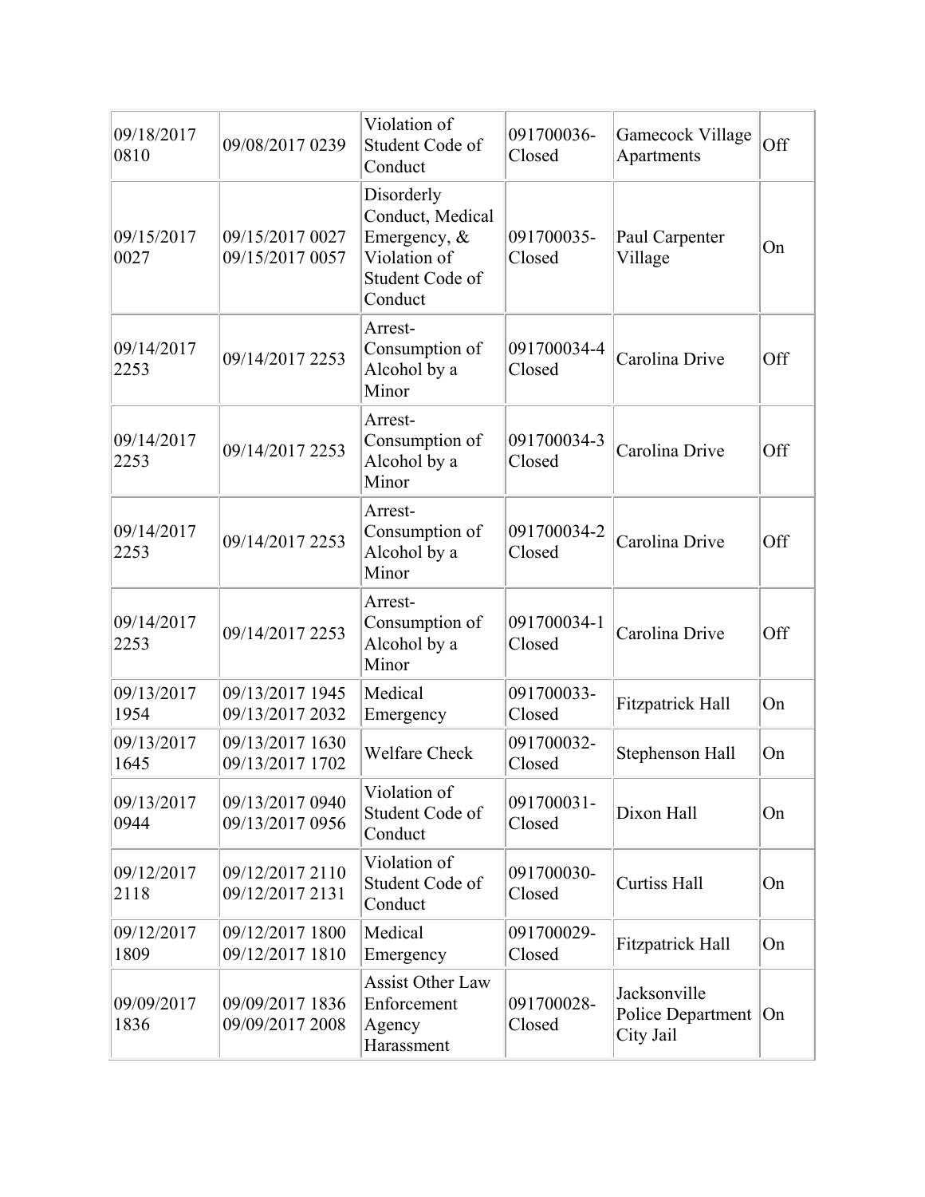| | | | | | |
|---|---|---|---|---|---|
| 09/18/2017 0810 | 09/08/2017 0239 | Violation of Student Code of Conduct | 091700036-Closed | Gamecock Village Apartments | Off |
| 09/15/2017 0027 | 09/15/2017 0027 09/15/2017 0057 | Disorderly Conduct, Medical Emergency, & Violation of Student Code of Conduct | 091700035-Closed | Paul Carpenter Village | On |
| 09/14/2017 2253 | 09/14/2017 2253 | Arrest-Consumption of Alcohol by a Minor | 091700034-4 Closed | Carolina Drive | Off |
| 09/14/2017 2253 | 09/14/2017 2253 | Arrest-Consumption of Alcohol by a Minor | 091700034-3 Closed | Carolina Drive | Off |
| 09/14/2017 2253 | 09/14/2017 2253 | Arrest-Consumption of Alcohol by a Minor | 091700034-2 Closed | Carolina Drive | Off |
| 09/14/2017 2253 | 09/14/2017 2253 | Arrest-Consumption of Alcohol by a Minor | 091700034-1 Closed | Carolina Drive | Off |
| 09/13/2017 1954 | 09/13/2017 1945 09/13/2017 2032 | Medical Emergency | 091700033-Closed | Fitzpatrick Hall | On |
| 09/13/2017 1645 | 09/13/2017 1630 09/13/2017 1702 | Welfare Check | 091700032-Closed | Stephenson Hall | On |
| 09/13/2017 0944 | 09/13/2017 0940 09/13/2017 0956 | Violation of Student Code of Conduct | 091700031-Closed | Dixon Hall | On |
| 09/12/2017 2118 | 09/12/2017 2110 09/12/2017 2131 | Violation of Student Code of Conduct | 091700030-Closed | Curtiss Hall | On |
| 09/12/2017 1809 | 09/12/2017 1800 09/12/2017 1810 | Medical Emergency | 091700029-Closed | Fitzpatrick Hall | On |
| 09/09/2017 1836 | 09/09/2017 1836 09/09/2017 2008 | Assist Other Law Enforcement Agency Harassment | 091700028-Closed | Jacksonville Police Department City Jail | On |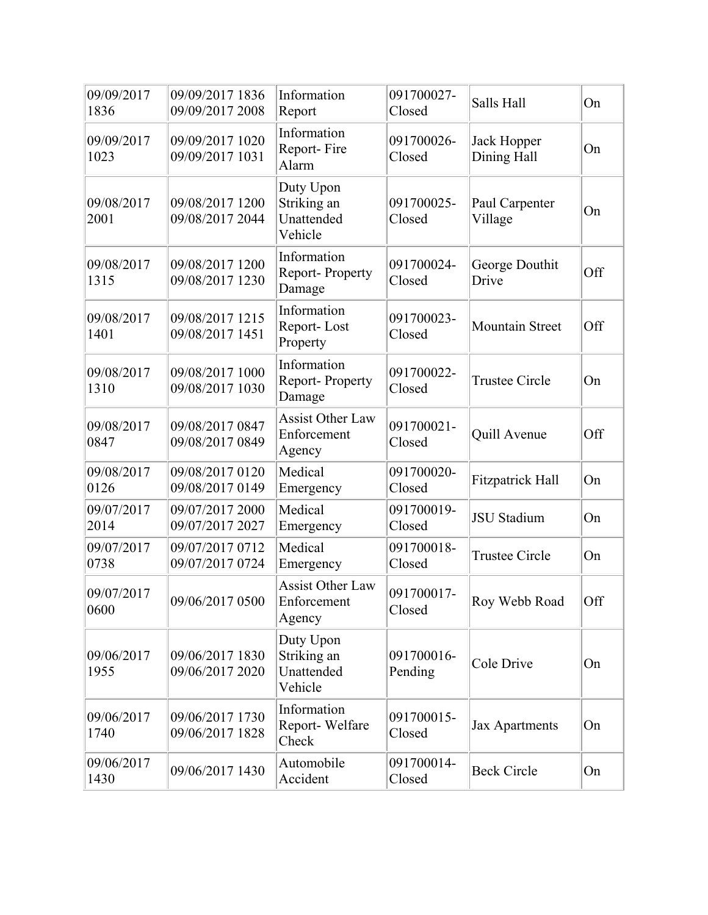| | | | | | |
|---|---|---|---|---|---|
| 09/09/2017 1836 | 09/09/2017 1836 09/09/2017 2008 | Information Report | 091700027-Closed | Salls Hall | On |
| 09/09/2017 1023 | 09/09/2017 1020 09/09/2017 1031 | Information Report- Fire Alarm | 091700026-Closed | Jack Hopper Dining Hall | On |
| 09/08/2017 2001 | 09/08/2017 1200 09/08/2017 2044 | Duty Upon Striking an Unattended Vehicle | 091700025-Closed | Paul Carpenter Village | On |
| 09/08/2017 1315 | 09/08/2017 1200 09/08/2017 1230 | Information Report- Property Damage | 091700024-Closed | George Douthit Drive | Off |
| 09/08/2017 1401 | 09/08/2017 1215 09/08/2017 1451 | Information Report- Lost Property | 091700023-Closed | Mountain Street | Off |
| 09/08/2017 1310 | 09/08/2017 1000 09/08/2017 1030 | Information Report- Property Damage | 091700022-Closed | Trustee Circle | On |
| 09/08/2017 0847 | 09/08/2017 0847 09/08/2017 0849 | Assist Other Law Enforcement Agency | 091700021-Closed | Quill Avenue | Off |
| 09/08/2017 0126 | 09/08/2017 0120 09/08/2017 0149 | Medical Emergency | 091700020-Closed | Fitzpatrick Hall | On |
| 09/07/2017 2014 | 09/07/2017 2000 09/07/2017 2027 | Medical Emergency | 091700019-Closed | JSU Stadium | On |
| 09/07/2017 0738 | 09/07/2017 0712 09/07/2017 0724 | Medical Emergency | 091700018-Closed | Trustee Circle | On |
| 09/07/2017 0600 | 09/06/2017 0500 | Assist Other Law Enforcement Agency | 091700017-Closed | Roy Webb Road | Off |
| 09/06/2017 1955 | 09/06/2017 1830 09/06/2017 2020 | Duty Upon Striking an Unattended Vehicle | 091700016-Pending | Cole Drive | On |
| 09/06/2017 1740 | 09/06/2017 1730 09/06/2017 1828 | Information Report- Welfare Check | 091700015-Closed | Jax Apartments | On |
| 09/06/2017 1430 | 09/06/2017 1430 | Automobile Accident | 091700014-Closed | Beck Circle | On |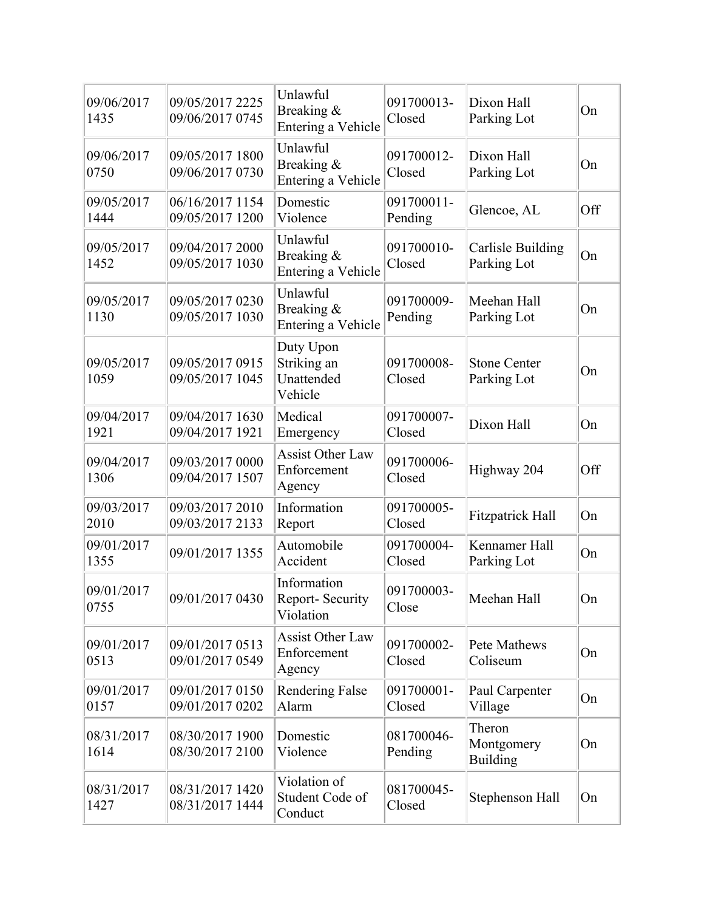| | | | | | |
|---|---|---|---|---|---|
| 09/06/2017 1435 | 09/05/2017 2225 09/06/2017 0745 | Unlawful Breaking & Entering a Vehicle | 091700013-Closed | Dixon Hall Parking Lot | On |
| 09/06/2017 0750 | 09/05/2017 1800 09/06/2017 0730 | Unlawful Breaking & Entering a Vehicle | 091700012-Closed | Dixon Hall Parking Lot | On |
| 09/05/2017 1444 | 06/16/2017 1154 09/05/2017 1200 | Domestic Violence | 091700011-Pending | Glencoe, AL | Off |
| 09/05/2017 1452 | 09/04/2017 2000 09/05/2017 1030 | Unlawful Breaking & Entering a Vehicle | 091700010-Closed | Carlisle Building Parking Lot | On |
| 09/05/2017 1130 | 09/05/2017 0230 09/05/2017 1030 | Unlawful Breaking & Entering a Vehicle | 091700009-Pending | Meehan Hall Parking Lot | On |
| 09/05/2017 1059 | 09/05/2017 0915 09/05/2017 1045 | Duty Upon Striking an Unattended Vehicle | 091700008-Closed | Stone Center Parking Lot | On |
| 09/04/2017 1921 | 09/04/2017 1630 09/04/2017 1921 | Medical Emergency | 091700007-Closed | Dixon Hall | On |
| 09/04/2017 1306 | 09/03/2017 0000 09/04/2017 1507 | Assist Other Law Enforcement Agency | 091700006-Closed | Highway 204 | Off |
| 09/03/2017 2010 | 09/03/2017 2010 09/03/2017 2133 | Information Report | 091700005-Closed | Fitzpatrick Hall | On |
| 09/01/2017 1355 | 09/01/2017 1355 | Automobile Accident | 091700004-Closed | Kennamer Hall Parking Lot | On |
| 09/01/2017 0755 | 09/01/2017 0430 | Information Report- Security Violation | 091700003-Close | Meehan Hall | On |
| 09/01/2017 0513 | 09/01/2017 0513 09/01/2017 0549 | Assist Other Law Enforcement Agency | 091700002-Closed | Pete Mathews Coliseum | On |
| 09/01/2017 0157 | 09/01/2017 0150 09/01/2017 0202 | Rendering False Alarm | 091700001-Closed | Paul Carpenter Village | On |
| 08/31/2017 1614 | 08/30/2017 1900 08/30/2017 2100 | Domestic Violence | 081700046-Pending | Theron Montgomery Building | On |
| 08/31/2017 1427 | 08/31/2017 1420 08/31/2017 1444 | Violation of Student Code of Conduct | 081700045-Closed | Stephenson Hall | On |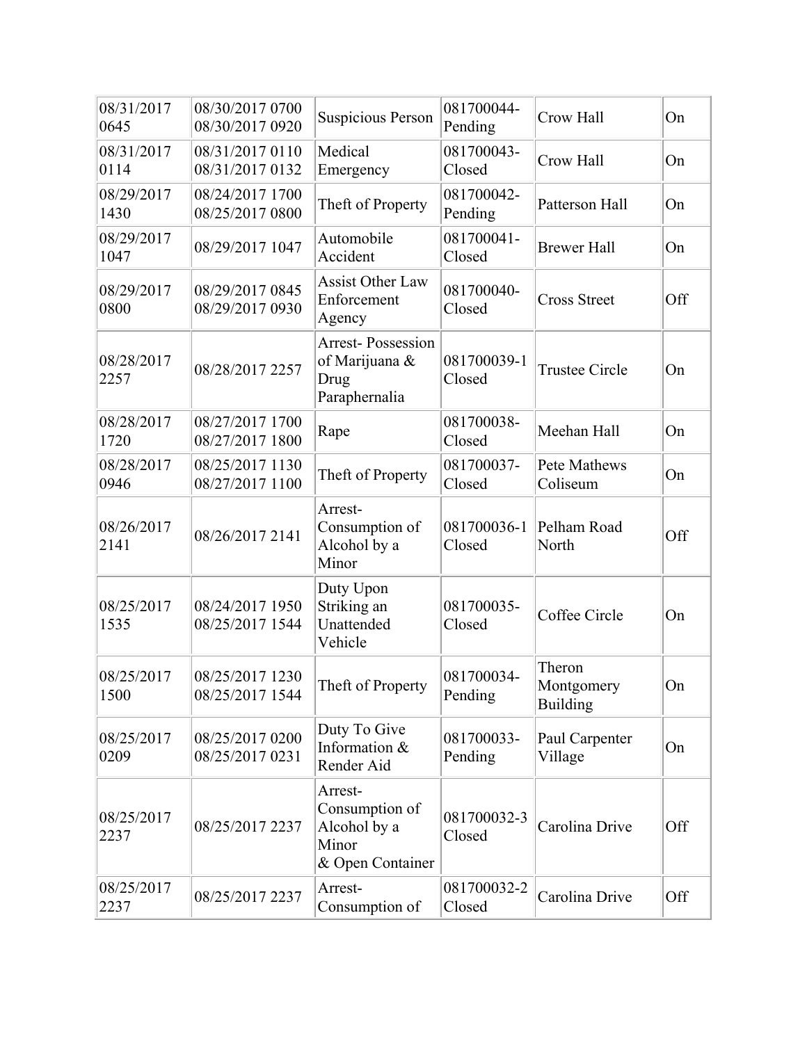| 08/31/2017 0645 | 08/30/2017 0700 08/30/2017 0920 | Suspicious Person | 081700044-Pending | Crow Hall | On |
|---|---|---|---|---|---|
| 08/31/2017 0114 | 08/31/2017 0110 08/31/2017 0132 | Medical Emergency | 081700043-Closed | Crow Hall | On |
| 08/29/2017 1430 | 08/24/2017 1700 08/25/2017 0800 | Theft of Property | 081700042-Pending | Patterson Hall | On |
| 08/29/2017 1047 | 08/29/2017 1047 | Automobile Accident | 081700041-Closed | Brewer Hall | On |
| 08/29/2017 0800 | 08/29/2017 0845 08/29/2017 0930 | Assist Other Law Enforcement Agency | 081700040-Closed | Cross Street | Off |
| 08/28/2017 2257 | 08/28/2017 2257 | Arrest- Possession of Marijuana & Drug Paraphernalia | 081700039-1 Closed | Trustee Circle | On |
| 08/28/2017 1720 | 08/27/2017 1700 08/27/2017 1800 | Rape | 081700038-Closed | Meehan Hall | On |
| 08/28/2017 0946 | 08/25/2017 1130 08/27/2017 1100 | Theft of Property | 081700037-Closed | Pete Mathews Coliseum | On |
| 08/26/2017 2141 | 08/26/2017 2141 | Arrest- Consumption of Alcohol by a Minor | 081700036-1 Closed | Pelham Road North | Off |
| 08/25/2017 1535 | 08/24/2017 1950 08/25/2017 1544 | Duty Upon Striking an Unattended Vehicle | 081700035-Closed | Coffee Circle | On |
| 08/25/2017 1500 | 08/25/2017 1230 08/25/2017 1544 | Theft of Property | 081700034-Pending | Theron Montgomery Building | On |
| 08/25/2017 0209 | 08/25/2017 0200 08/25/2017 0231 | Duty To Give Information & Render Aid | 081700033-Pending | Paul Carpenter Village | On |
| 08/25/2017 2237 | 08/25/2017 2237 | Arrest- Consumption of Alcohol by a Minor & Open Container | 081700032-3 Closed | Carolina Drive | Off |
| 08/25/2017 2237 | 08/25/2017 2237 | Arrest- Consumption of | 081700032-2 Closed | Carolina Drive | Off |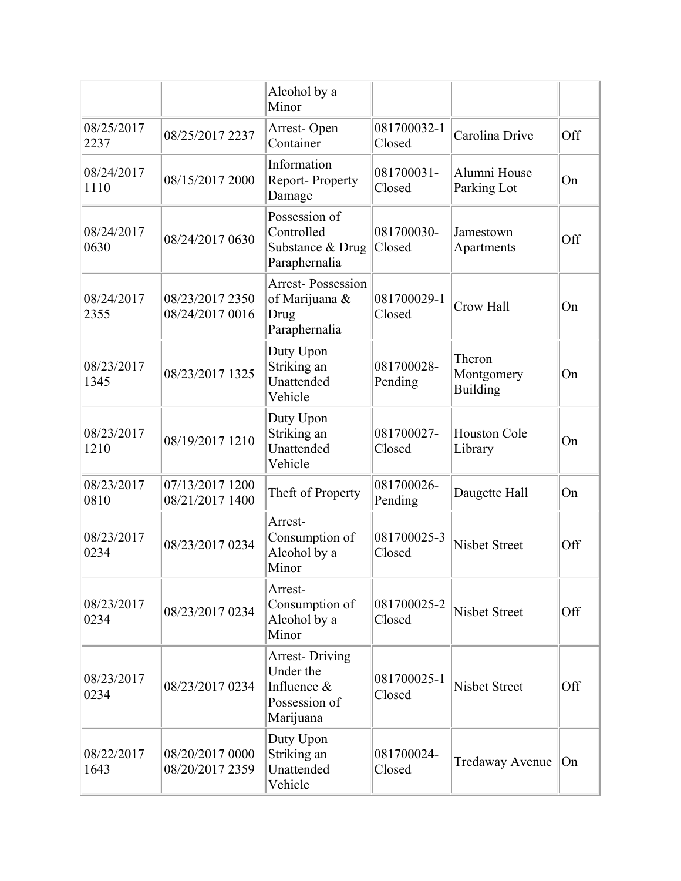| | | Alcohol by a Minor | | | |
|---|---|---|---|---|---|
| 08/25/2017 2237 | 08/25/2017 2237 | Arrest- Open Container | 081700032-1 Closed | Carolina Drive | Off |
| 08/24/2017 1110 | 08/15/2017 2000 | Information Report- Property Damage | 081700031- Closed | Alumni House Parking Lot | On |
| 08/24/2017 0630 | 08/24/2017 0630 | Possession of Controlled Substance & Drug Paraphernalia | 081700030- Closed | Jamestown Apartments | Off |
| 08/24/2017 2355 | 08/23/2017 2350 08/24/2017 0016 | Arrest- Possession of Marijuana & Drug Paraphernalia | 081700029-1 Closed | Crow Hall | On |
| 08/23/2017 1345 | 08/23/2017 1325 | Duty Upon Striking an Unattended Vehicle | 081700028- Pending | Theron Montgomery Building | On |
| 08/23/2017 1210 | 08/19/2017 1210 | Duty Upon Striking an Unattended Vehicle | 081700027- Closed | Houston Cole Library | On |
| 08/23/2017 0810 | 07/13/2017 1200 08/21/2017 1400 | Theft of Property | 081700026- Pending | Daugette Hall | On |
| 08/23/2017 0234 | 08/23/2017 0234 | Arrest- Consumption of Alcohol by a Minor | 081700025-3 Closed | Nisbet Street | Off |
| 08/23/2017 0234 | 08/23/2017 0234 | Arrest- Consumption of Alcohol by a Minor | 081700025-2 Closed | Nisbet Street | Off |
| 08/23/2017 0234 | 08/23/2017 0234 | Arrest- Driving Under the Influence & Possession of Marijuana | 081700025-1 Closed | Nisbet Street | Off |
| 08/22/2017 1643 | 08/20/2017 0000 08/20/2017 2359 | Duty Upon Striking an Unattended Vehicle | 081700024- Closed | Tredaway Avenue | On |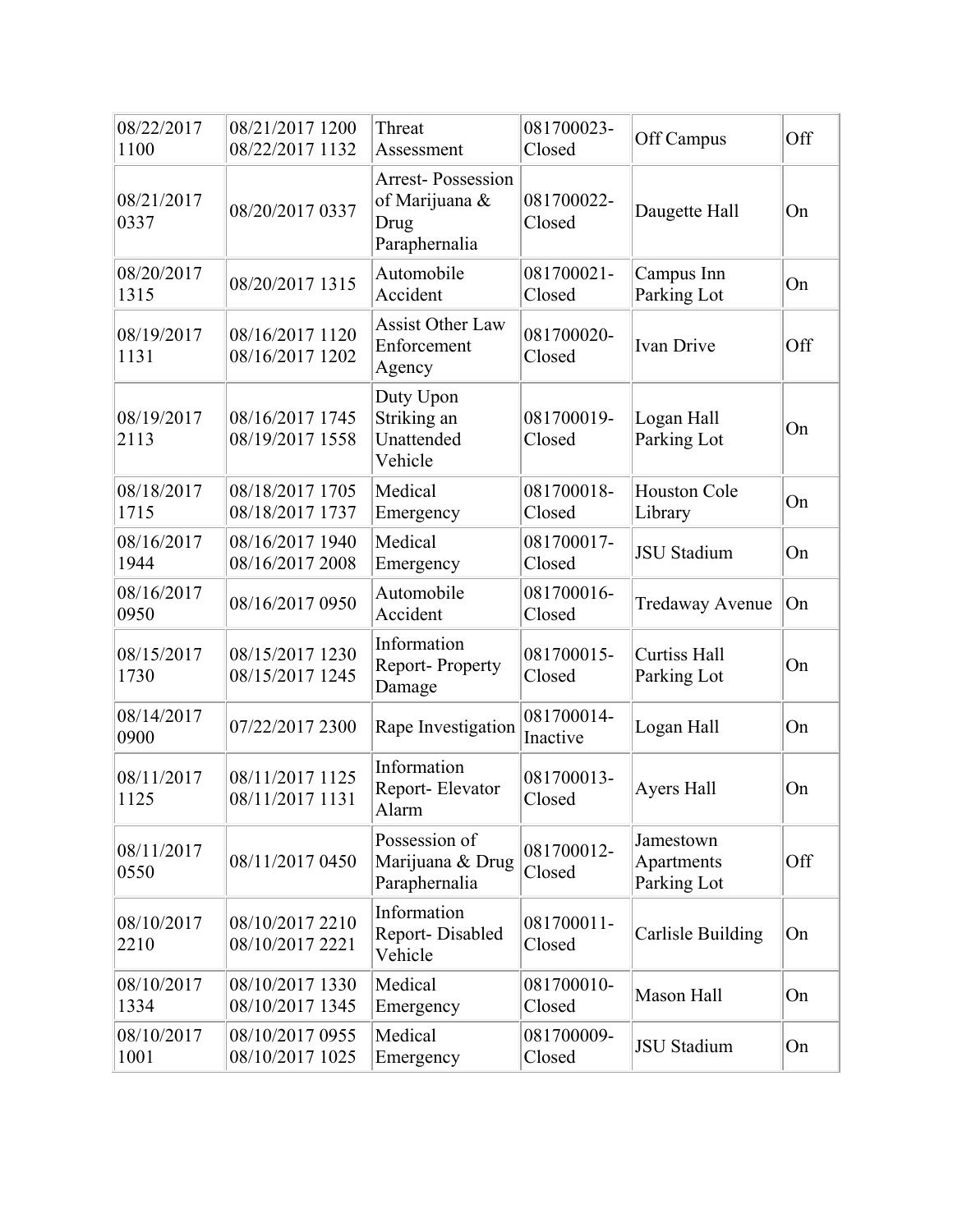| 08/22/2017 1100 | 08/21/2017 1200 08/22/2017 1132 | Threat Assessment | 081700023-Closed | Off Campus | Off |
|---|---|---|---|---|---|
| 08/21/2017 0337 | 08/20/2017 0337 | Arrest- Possession of Marijuana & Drug Paraphernalia | 081700022-Closed | Daugette Hall | On |
| 08/20/2017 1315 | 08/20/2017 1315 | Automobile Accident | 081700021-Closed | Campus Inn Parking Lot | On |
| 08/19/2017 1131 | 08/16/2017 1120 08/16/2017 1202 | Assist Other Law Enforcement Agency | 081700020-Closed | Ivan Drive | Off |
| 08/19/2017 2113 | 08/16/2017 1745 08/19/2017 1558 | Duty Upon Striking an Unattended Vehicle | 081700019-Closed | Logan Hall Parking Lot | On |
| 08/18/2017 1715 | 08/18/2017 1705 08/18/2017 1737 | Medical Emergency | 081700018-Closed | Houston Cole Library | On |
| 08/16/2017 1944 | 08/16/2017 1940 08/16/2017 2008 | Medical Emergency | 081700017-Closed | JSU Stadium | On |
| 08/16/2017 0950 | 08/16/2017 0950 | Automobile Accident | 081700016-Closed | Tredaway Avenue | On |
| 08/15/2017 1730 | 08/15/2017 1230 08/15/2017 1245 | Information Report- Property Damage | 081700015-Closed | Curtiss Hall Parking Lot | On |
| 08/14/2017 0900 | 07/22/2017 2300 | Rape Investigation | 081700014-Inactive | Logan Hall | On |
| 08/11/2017 1125 | 08/11/2017 1125 08/11/2017 1131 | Information Report- Elevator Alarm | 081700013-Closed | Ayers Hall | On |
| 08/11/2017 0550 | 08/11/2017 0450 | Possession of Marijuana & Drug Paraphernalia | 081700012-Closed | Jamestown Apartments Parking Lot | Off |
| 08/10/2017 2210 | 08/10/2017 2210 08/10/2017 2221 | Information Report- Disabled Vehicle | 081700011-Closed | Carlisle Building | On |
| 08/10/2017 1334 | 08/10/2017 1330 08/10/2017 1345 | Medical Emergency | 081700010-Closed | Mason Hall | On |
| 08/10/2017 1001 | 08/10/2017 0955 08/10/2017 1025 | Medical Emergency | 081700009-Closed | JSU Stadium | On |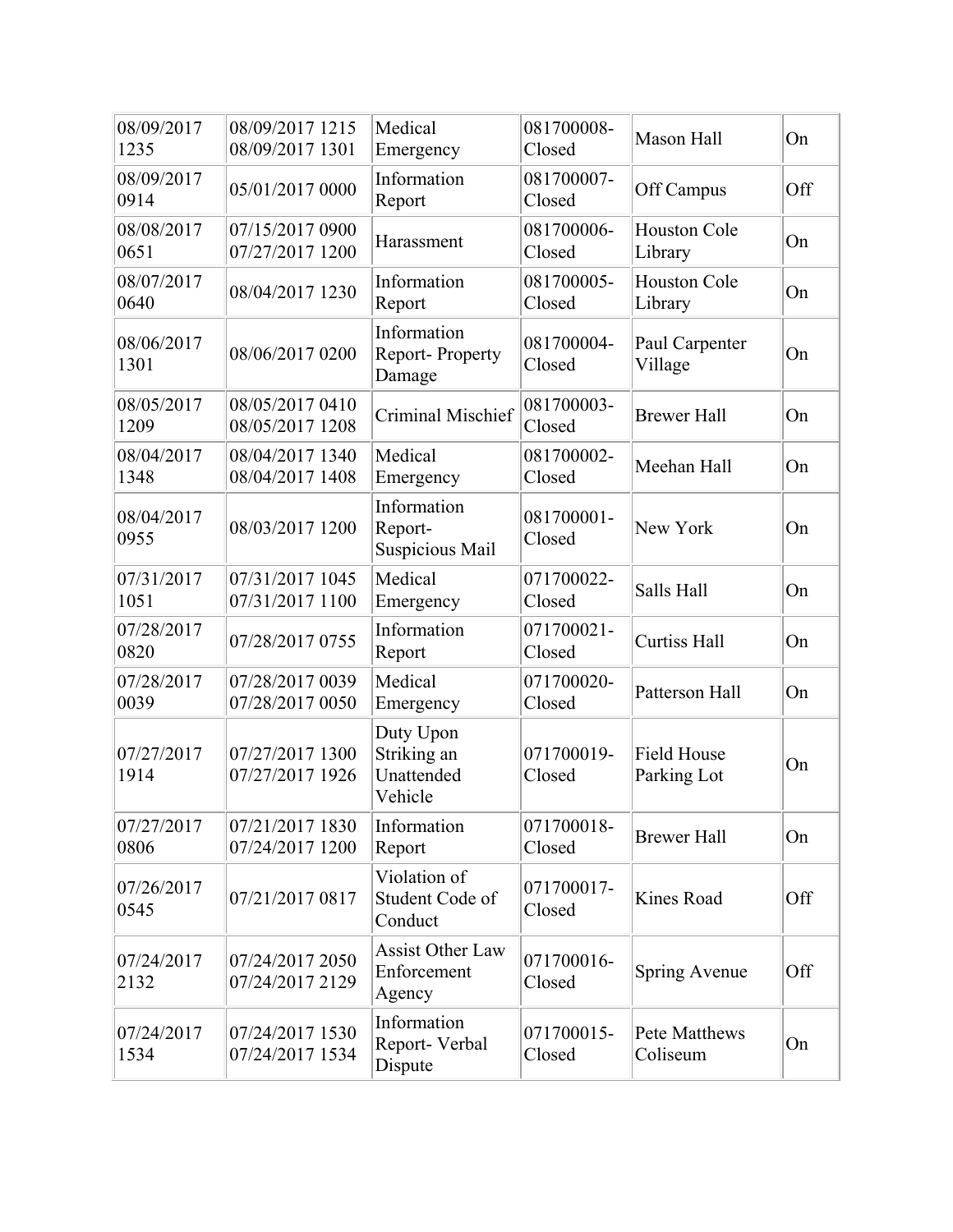| 08/09/2017 1235 | 08/09/2017 1215 08/09/2017 1301 | Medical Emergency | 081700008-Closed | Mason Hall | On |
|---|---|---|---|---|---|
| 08/09/2017 0914 | 05/01/2017 0000 | Information Report | 081700007-Closed | Off Campus | Off |
| 08/08/2017 0651 | 07/15/2017 0900 07/27/2017 1200 | Harassment | 081700006-Closed | Houston Cole Library | On |
| 08/07/2017 0640 | 08/04/2017 1230 | Information Report | 081700005-Closed | Houston Cole Library | On |
| 08/06/2017 1301 | 08/06/2017 0200 | Information Report- Property Damage | 081700004-Closed | Paul Carpenter Village | On |
| 08/05/2017 1209 | 08/05/2017 0410 08/05/2017 1208 | Criminal Mischief | 081700003-Closed | Brewer Hall | On |
| 08/04/2017 1348 | 08/04/2017 1340 08/04/2017 1408 | Medical Emergency | 081700002-Closed | Meehan Hall | On |
| 08/04/2017 0955 | 08/03/2017 1200 | Information Report- Suspicious Mail | 081700001-Closed | New York | On |
| 07/31/2017 1051 | 07/31/2017 1045 07/31/2017 1100 | Medical Emergency | 071700022-Closed | Salls Hall | On |
| 07/28/2017 0820 | 07/28/2017 0755 | Information Report | 071700021-Closed | Curtiss Hall | On |
| 07/28/2017 0039 | 07/28/2017 0039 07/28/2017 0050 | Medical Emergency | 071700020-Closed | Patterson Hall | On |
| 07/27/2017 1914 | 07/27/2017 1300 07/27/2017 1926 | Duty Upon Striking an Unattended Vehicle | 071700019-Closed | Field House Parking Lot | On |
| 07/27/2017 0806 | 07/21/2017 1830 07/24/2017 1200 | Information Report | 071700018-Closed | Brewer Hall | On |
| 07/26/2017 0545 | 07/21/2017 0817 | Violation of Student Code of Conduct | 071700017-Closed | Kines Road | Off |
| 07/24/2017 2132 | 07/24/2017 2050 07/24/2017 2129 | Assist Other Law Enforcement Agency | 071700016-Closed | Spring Avenue | Off |
| 07/24/2017 1534 | 07/24/2017 1530 07/24/2017 1534 | Information Report- Verbal Dispute | 071700015-Closed | Pete Matthews Coliseum | On |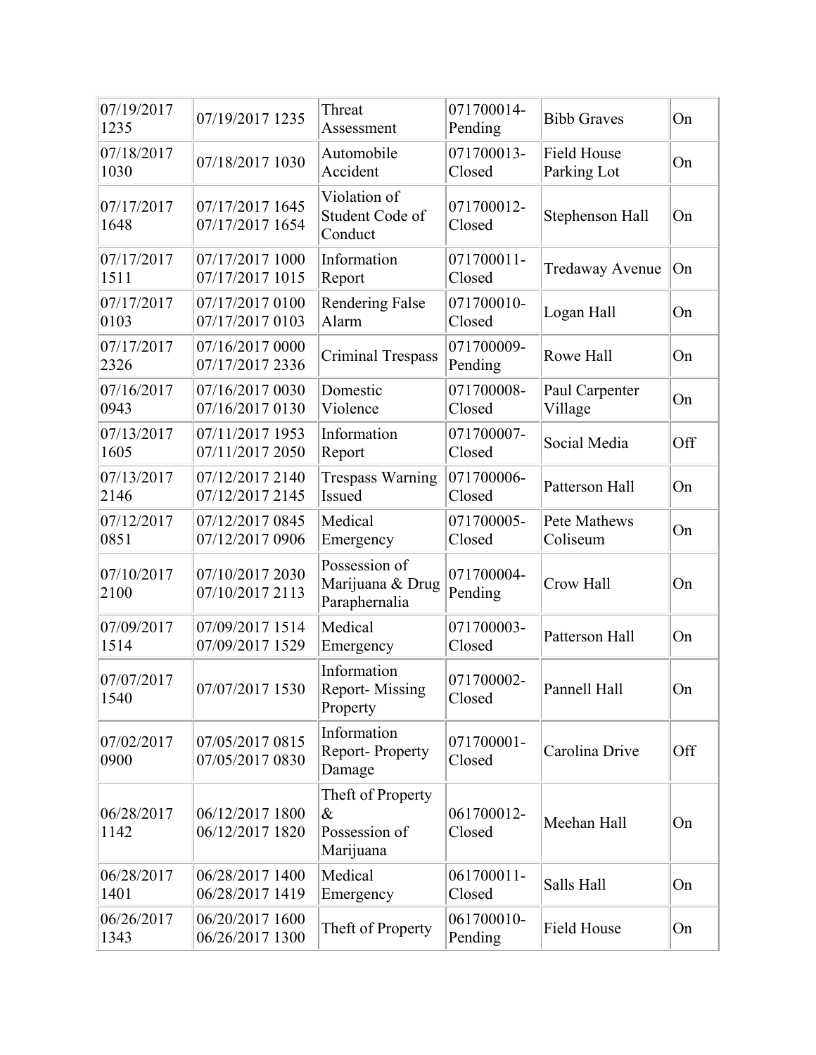| 07/19/2017 1235 | 07/19/2017 1235 | Threat Assessment | 071700014-Pending | Bibb Graves | On |
|---|---|---|---|---|---|
| 07/18/2017 1030 | 07/18/2017 1030 | Automobile Accident | 071700013-Closed | Field House Parking Lot | On |
| 07/17/2017 1648 | 07/17/2017 1645 07/17/2017 1654 | Violation of Student Code of Conduct | 071700012-Closed | Stephenson Hall | On |
| 07/17/2017 1511 | 07/17/2017 1000 07/17/2017 1015 | Information Report | 071700011-Closed | Tredaway Avenue | On |
| 07/17/2017 0103 | 07/17/2017 0100 07/17/2017 0103 | Rendering False Alarm | 071700010-Closed | Logan Hall | On |
| 07/17/2017 2326 | 07/16/2017 0000 07/17/2017 2336 | Criminal Trespass | 071700009-Pending | Rowe Hall | On |
| 07/16/2017 0943 | 07/16/2017 0030 07/16/2017 0130 | Domestic Violence | 071700008-Closed | Paul Carpenter Village | On |
| 07/13/2017 1605 | 07/11/2017 1953 07/11/2017 2050 | Information Report | 071700007-Closed | Social Media | Off |
| 07/13/2017 2146 | 07/12/2017 2140 07/12/2017 2145 | Trespass Warning Issued | 071700006-Closed | Patterson Hall | On |
| 07/12/2017 0851 | 07/12/2017 0845 07/12/2017 0906 | Medical Emergency | 071700005-Closed | Pete Mathews Coliseum | On |
| 07/10/2017 2100 | 07/10/2017 2030 07/10/2017 2113 | Possession of Marijuana & Drug Paraphernalia | 071700004-Pending | Crow Hall | On |
| 07/09/2017 1514 | 07/09/2017 1514 07/09/2017 1529 | Medical Emergency | 071700003-Closed | Patterson Hall | On |
| 07/07/2017 1540 | 07/07/2017 1530 | Information Report- Missing Property | 071700002-Closed | Pannell Hall | On |
| 07/02/2017 0900 | 07/05/2017 0815 07/05/2017 0830 | Information Report- Property Damage | 071700001-Closed | Carolina Drive | Off |
| 06/28/2017 1142 | 06/12/2017 1800 06/12/2017 1820 | Theft of Property & Possession of Marijuana | 061700012-Closed | Meehan Hall | On |
| 06/28/2017 1401 | 06/28/2017 1400 06/28/2017 1419 | Medical Emergency | 061700011-Closed | Salls Hall | On |
| 06/26/2017 1343 | 06/20/2017 1600 06/26/2017 1300 | Theft of Property | 061700010-Pending | Field House | On |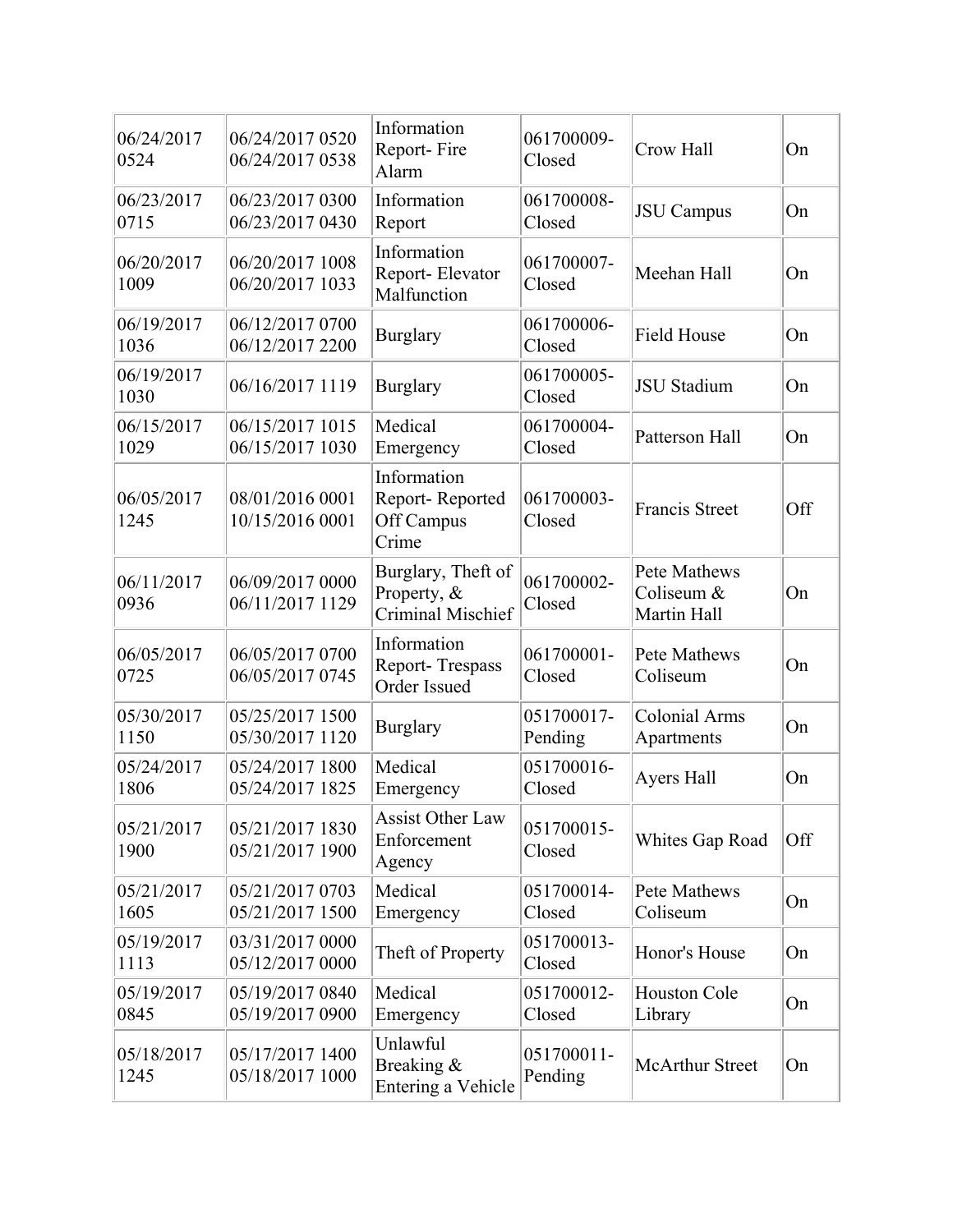| | | | | | |
|---|---|---|---|---|---|
| 06/24/2017 0524 | 06/24/2017 0520 06/24/2017 0538 | Information Report- Fire Alarm | 061700009-Closed | Crow Hall | On |
| 06/23/2017 0715 | 06/23/2017 0300 06/23/2017 0430 | Information Report | 061700008-Closed | JSU Campus | On |
| 06/20/2017 1009 | 06/20/2017 1008 06/20/2017 1033 | Information Report- Elevator Malfunction | 061700007-Closed | Meehan Hall | On |
| 06/19/2017 1036 | 06/12/2017 0700 06/12/2017 2200 | Burglary | 061700006-Closed | Field House | On |
| 06/19/2017 1030 | 06/16/2017 1119 | Burglary | 061700005-Closed | JSU Stadium | On |
| 06/15/2017 1029 | 06/15/2017 1015 06/15/2017 1030 | Medical Emergency | 061700004-Closed | Patterson Hall | On |
| 06/05/2017 1245 | 08/01/2016 0001 10/15/2016 0001 | Information Report- Reported Off Campus Crime | 061700003-Closed | Francis Street | Off |
| 06/11/2017 0936 | 06/09/2017 0000 06/11/2017 1129 | Burglary, Theft of Property, & Criminal Mischief | 061700002-Closed | Pete Mathews Coliseum & Martin Hall | On |
| 06/05/2017 0725 | 06/05/2017 0700 06/05/2017 0745 | Information Report- Trespass Order Issued | 061700001-Closed | Pete Mathews Coliseum | On |
| 05/30/2017 1150 | 05/25/2017 1500 05/30/2017 1120 | Burglary | 051700017-Pending | Colonial Arms Apartments | On |
| 05/24/2017 1806 | 05/24/2017 1800 05/24/2017 1825 | Medical Emergency | 051700016-Closed | Ayers Hall | On |
| 05/21/2017 1900 | 05/21/2017 1830 05/21/2017 1900 | Assist Other Law Enforcement Agency | 051700015-Closed | Whites Gap Road | Off |
| 05/21/2017 1605 | 05/21/2017 0703 05/21/2017 1500 | Medical Emergency | 051700014-Closed | Pete Mathews Coliseum | On |
| 05/19/2017 1113 | 03/31/2017 0000 05/12/2017 0000 | Theft of Property | 051700013-Closed | Honor's House | On |
| 05/19/2017 0845 | 05/19/2017 0840 05/19/2017 0900 | Medical Emergency | 051700012-Closed | Houston Cole Library | On |
| 05/18/2017 1245 | 05/17/2017 1400 05/18/2017 1000 | Unlawful Breaking & Entering a Vehicle | 051700011-Pending | McArthur Street | On |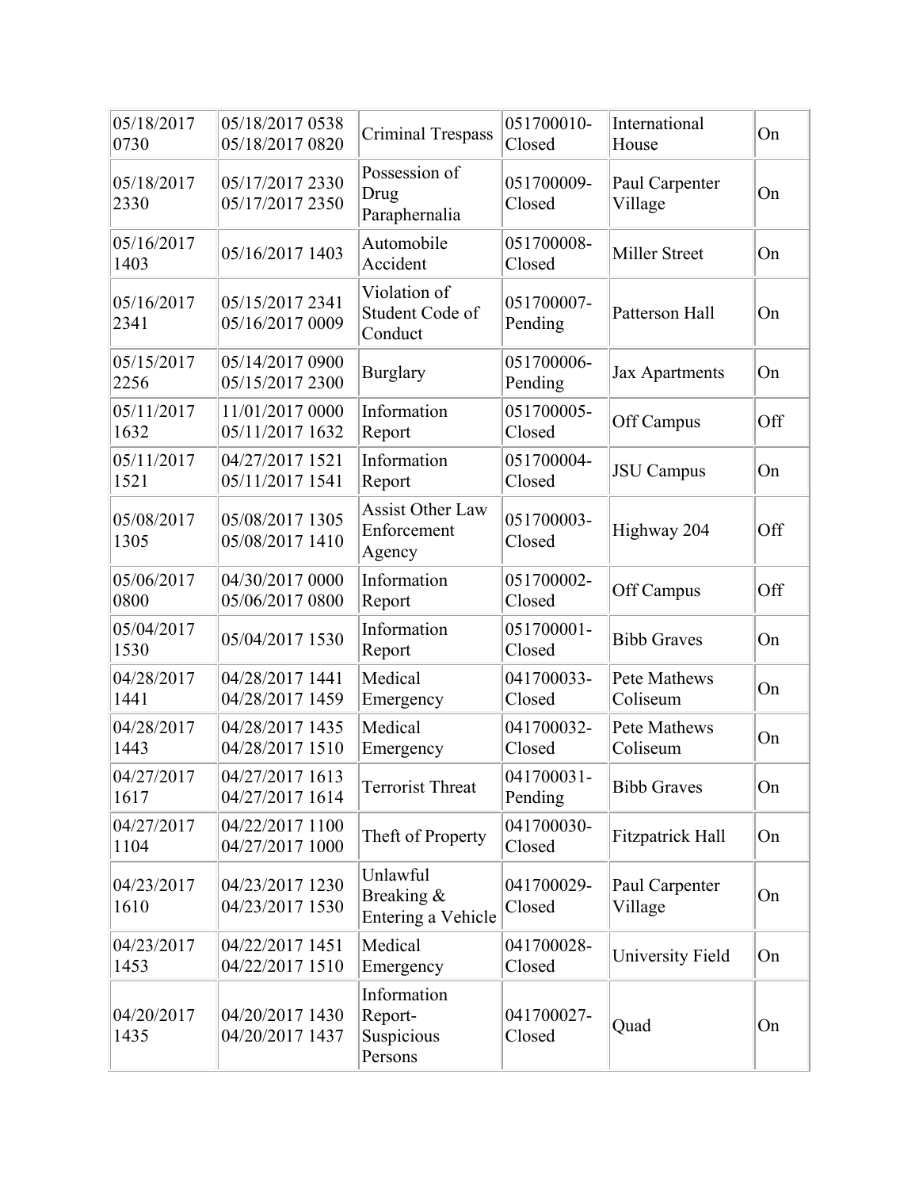| | | | | | |
|---|---|---|---|---|---|
| 05/18/2017 0730 | 05/18/2017 0538 05/18/2017 0820 | Criminal Trespass | 051700010-Closed | International House | On |
| 05/18/2017 2330 | 05/17/2017 2330 05/17/2017 2350 | Possession of Drug Paraphernalia | 051700009-Closed | Paul Carpenter Village | On |
| 05/16/2017 1403 | 05/16/2017 1403 | Automobile Accident | 051700008-Closed | Miller Street | On |
| 05/16/2017 2341 | 05/15/2017 2341 05/16/2017 0009 | Violation of Student Code of Conduct | 051700007-Pending | Patterson Hall | On |
| 05/15/2017 2256 | 05/14/2017 0900 05/15/2017 2300 | Burglary | 051700006-Pending | Jax Apartments | On |
| 05/11/2017 1632 | 11/01/2017 0000 05/11/2017 1632 | Information Report | 051700005-Closed | Off Campus | Off |
| 05/11/2017 1521 | 04/27/2017 1521 05/11/2017 1541 | Information Report | 051700004-Closed | JSU Campus | On |
| 05/08/2017 1305 | 05/08/2017 1305 05/08/2017 1410 | Assist Other Law Enforcement Agency | 051700003-Closed | Highway 204 | Off |
| 05/06/2017 0800 | 04/30/2017 0000 05/06/2017 0800 | Information Report | 051700002-Closed | Off Campus | Off |
| 05/04/2017 1530 | 05/04/2017 1530 | Information Report | 051700001-Closed | Bibb Graves | On |
| 04/28/2017 1441 | 04/28/2017 1441 04/28/2017 1459 | Medical Emergency | 041700033-Closed | Pete Mathews Coliseum | On |
| 04/28/2017 1443 | 04/28/2017 1435 04/28/2017 1510 | Medical Emergency | 041700032-Closed | Pete Mathews Coliseum | On |
| 04/27/2017 1617 | 04/27/2017 1613 04/27/2017 1614 | Terrorist Threat | 041700031-Pending | Bibb Graves | On |
| 04/27/2017 1104 | 04/22/2017 1100 04/27/2017 1000 | Theft of Property | 041700030-Closed | Fitzpatrick Hall | On |
| 04/23/2017 1610 | 04/23/2017 1230 04/23/2017 1530 | Unlawful Breaking & Entering a Vehicle | 041700029-Closed | Paul Carpenter Village | On |
| 04/23/2017 1453 | 04/22/2017 1451 04/22/2017 1510 | Medical Emergency | 041700028-Closed | University Field | On |
| 04/20/2017 1435 | 04/20/2017 1430 04/20/2017 1437 | Information Report-Suspicious Persons | 041700027-Closed | Quad | On |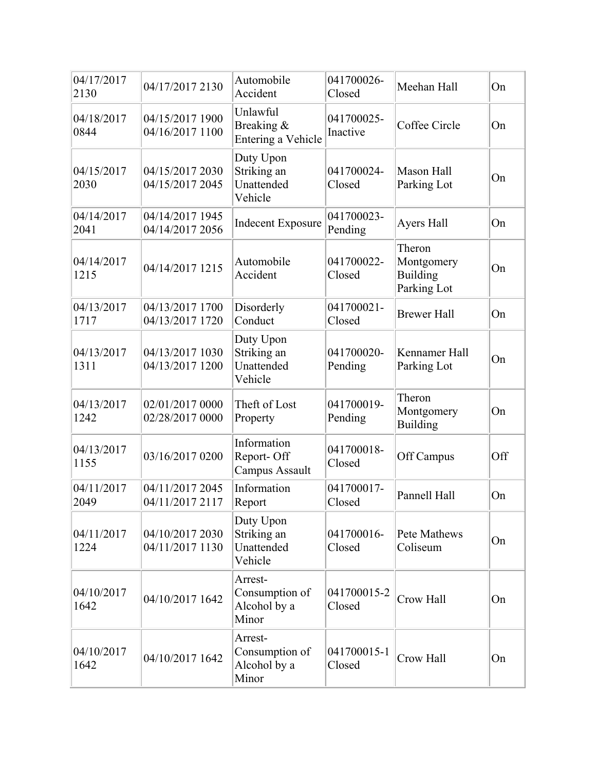| 04/17/2017 2130 | 04/17/2017 2130 | Automobile Accident | 041700026-Closed | Meehan Hall | On |
|---|---|---|---|---|---|
| 04/18/2017 0844 | 04/15/2017 1900 04/16/2017 1100 | Unlawful Breaking & Entering a Vehicle | 041700025-Inactive | Coffee Circle | On |
| 04/15/2017 2030 | 04/15/2017 2030 04/15/2017 2045 | Duty Upon Striking an Unattended Vehicle | 041700024-Closed | Mason Hall Parking Lot | On |
| 04/14/2017 2041 | 04/14/2017 1945 04/14/2017 2056 | Indecent Exposure | 041700023-Pending | Ayers Hall | On |
| 04/14/2017 1215 | 04/14/2017 1215 | Automobile Accident | 041700022-Closed | Theron Montgomery Building Parking Lot | On |
| 04/13/2017 1717 | 04/13/2017 1700 04/13/2017 1720 | Disorderly Conduct | 041700021-Closed | Brewer Hall | On |
| 04/13/2017 1311 | 04/13/2017 1030 04/13/2017 1200 | Duty Upon Striking an Unattended Vehicle | 041700020-Pending | Kennamer Hall Parking Lot | On |
| 04/13/2017 1242 | 02/01/2017 0000 02/28/2017 0000 | Theft of Lost Property | 041700019-Pending | Theron Montgomery Building | On |
| 04/13/2017 1155 | 03/16/2017 0200 | Information Report- Off Campus Assault | 041700018-Closed | Off Campus | Off |
| 04/11/2017 2049 | 04/11/2017 2045 04/11/2017 2117 | Information Report | 041700017-Closed | Pannell Hall | On |
| 04/11/2017 1224 | 04/10/2017 2030 04/11/2017 1130 | Duty Upon Striking an Unattended Vehicle | 041700016-Closed | Pete Mathews Coliseum | On |
| 04/10/2017 1642 | 04/10/2017 1642 | Arrest- Consumption of Alcohol by a Minor | 041700015-2 Closed | Crow Hall | On |
| 04/10/2017 1642 | 04/10/2017 1642 | Arrest- Consumption of Alcohol by a Minor | 041700015-1 Closed | Crow Hall | On |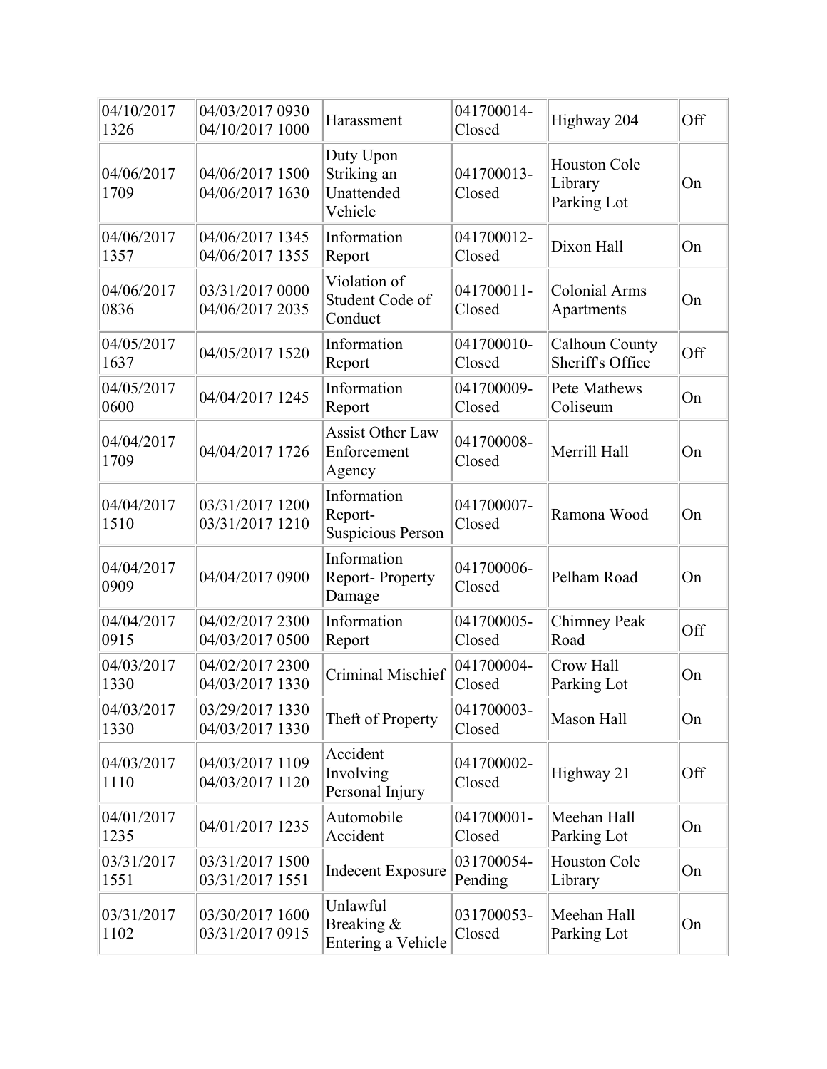| | | | | | |
|---|---|---|---|---|---|
| 04/10/2017 1326 | 04/03/2017 0930 04/10/2017 1000 | Harassment | 041700014-Closed | Highway 204 | Off |
| 04/06/2017 1709 | 04/06/2017 1500 04/06/2017 1630 | Duty Upon Striking an Unattended Vehicle | 041700013-Closed | Houston Cole Library Parking Lot | On |
| 04/06/2017 1357 | 04/06/2017 1345 04/06/2017 1355 | Information Report | 041700012-Closed | Dixon Hall | On |
| 04/06/2017 0836 | 03/31/2017 0000 04/06/2017 2035 | Violation of Student Code of Conduct | 041700011-Closed | Colonial Arms Apartments | On |
| 04/05/2017 1637 | 04/05/2017 1520 | Information Report | 041700010-Closed | Calhoun County Sheriff's Office | Off |
| 04/05/2017 0600 | 04/04/2017 1245 | Information Report | 041700009-Closed | Pete Mathews Coliseum | On |
| 04/04/2017 1709 | 04/04/2017 1726 | Assist Other Law Enforcement Agency | 041700008-Closed | Merrill Hall | On |
| 04/04/2017 1510 | 03/31/2017 1200 03/31/2017 1210 | Information Report-Suspicious Person | 041700007-Closed | Ramona Wood | On |
| 04/04/2017 0909 | 04/04/2017 0900 | Information Report- Property Damage | 041700006-Closed | Pelham Road | On |
| 04/04/2017 0915 | 04/02/2017 2300 04/03/2017 0500 | Information Report | 041700005-Closed | Chimney Peak Road | Off |
| 04/03/2017 1330 | 04/02/2017 2300 04/03/2017 1330 | Criminal Mischief | 041700004-Closed | Crow Hall Parking Lot | On |
| 04/03/2017 1330 | 03/29/2017 1330 04/03/2017 1330 | Theft of Property | 041700003-Closed | Mason Hall | On |
| 04/03/2017 1110 | 04/03/2017 1109 04/03/2017 1120 | Accident Involving Personal Injury | 041700002-Closed | Highway 21 | Off |
| 04/01/2017 1235 | 04/01/2017 1235 | Automobile Accident | 041700001-Closed | Meehan Hall Parking Lot | On |
| 03/31/2017 1551 | 03/31/2017 1500 03/31/2017 1551 | Indecent Exposure | 031700054-Pending | Houston Cole Library | On |
| 03/31/2017 1102 | 03/30/2017 1600 03/31/2017 0915 | Unlawful Breaking & Entering a Vehicle | 031700053-Closed | Meehan Hall Parking Lot | On |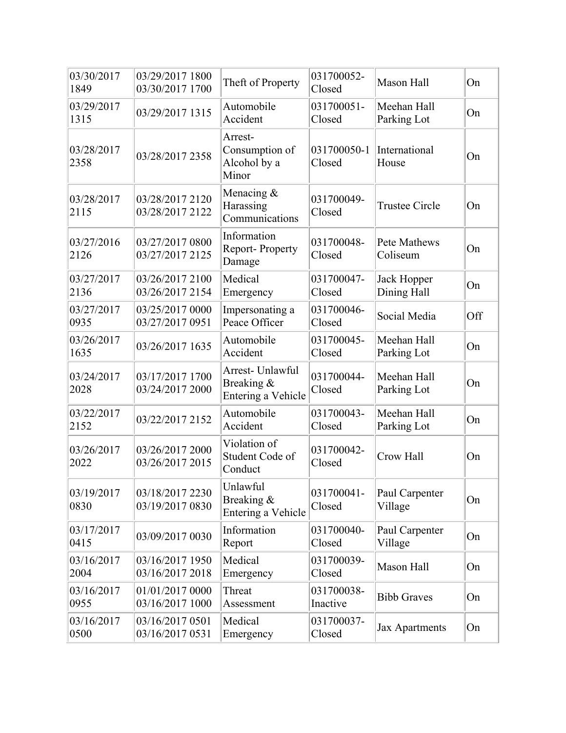| | | | | | |
|---|---|---|---|---|---|
| 03/30/2017 1849 | 03/29/2017 1800 03/30/2017 1700 | Theft of Property | 031700052-Closed | Mason Hall | On |
| 03/29/2017 1315 | 03/29/2017 1315 | Automobile Accident | 031700051-Closed | Meehan Hall Parking Lot | On |
| 03/28/2017 2358 | 03/28/2017 2358 | Arrest-Consumption of Alcohol by a Minor | 031700050-1 Closed | International House | On |
| 03/28/2017 2115 | 03/28/2017 2120 03/28/2017 2122 | Menacing & Harassing Communications | 031700049-Closed | Trustee Circle | On |
| 03/27/2016 2126 | 03/27/2017 0800 03/27/2017 2125 | Information Report- Property Damage | 031700048-Closed | Pete Mathews Coliseum | On |
| 03/27/2017 2136 | 03/26/2017 2100 03/26/2017 2154 | Medical Emergency | 031700047-Closed | Jack Hopper Dining Hall | On |
| 03/27/2017 0935 | 03/25/2017 0000 03/27/2017 0951 | Impersonating a Peace Officer | 031700046-Closed | Social Media | Off |
| 03/26/2017 1635 | 03/26/2017 1635 | Automobile Accident | 031700045-Closed | Meehan Hall Parking Lot | On |
| 03/24/2017 2028 | 03/17/2017 1700 03/24/2017 2000 | Arrest- Unlawful Breaking & Entering a Vehicle | 031700044-Closed | Meehan Hall Parking Lot | On |
| 03/22/2017 2152 | 03/22/2017 2152 | Automobile Accident | 031700043-Closed | Meehan Hall Parking Lot | On |
| 03/26/2017 2022 | 03/26/2017 2000 03/26/2017 2015 | Violation of Student Code of Conduct | 031700042-Closed | Crow Hall | On |
| 03/19/2017 0830 | 03/18/2017 2230 03/19/2017 0830 | Unlawful Breaking & Entering a Vehicle | 031700041-Closed | Paul Carpenter Village | On |
| 03/17/2017 0415 | 03/09/2017 0030 | Information Report | 031700040-Closed | Paul Carpenter Village | On |
| 03/16/2017 2004 | 03/16/2017 1950 03/16/2017 2018 | Medical Emergency | 031700039-Closed | Mason Hall | On |
| 03/16/2017 0955 | 01/01/2017 0000 03/16/2017 1000 | Threat Assessment | 031700038-Inactive | Bibb Graves | On |
| 03/16/2017 0500 | 03/16/2017 0501 03/16/2017 0531 | Medical Emergency | 031700037-Closed | Jax Apartments | On |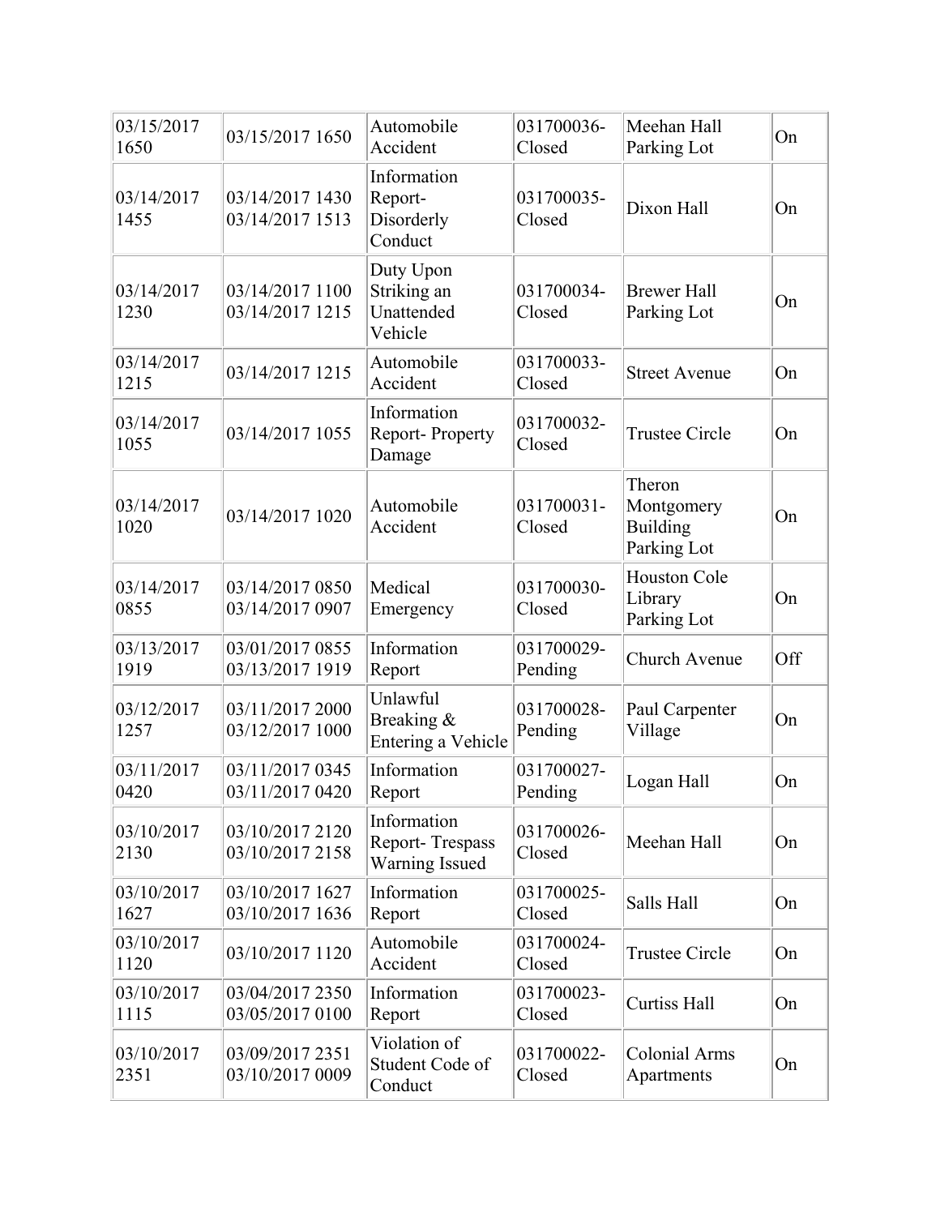| | | | | | |
|---|---|---|---|---|---|
| 03/15/2017 1650 | 03/15/2017 1650 | Automobile Accident | 031700036-Closed | Meehan Hall Parking Lot | On |
| 03/14/2017 1455 | 03/14/2017 1430 03/14/2017 1513 | Information Report- Disorderly Conduct | 031700035-Closed | Dixon Hall | On |
| 03/14/2017 1230 | 03/14/2017 1100 03/14/2017 1215 | Duty Upon Striking an Unattended Vehicle | 031700034-Closed | Brewer Hall Parking Lot | On |
| 03/14/2017 1215 | 03/14/2017 1215 | Automobile Accident | 031700033-Closed | Street Avenue | On |
| 03/14/2017 1055 | 03/14/2017 1055 | Information Report- Property Damage | 031700032-Closed | Trustee Circle | On |
| 03/14/2017 1020 | 03/14/2017 1020 | Automobile Accident | 031700031-Closed | Theron Montgomery Building Parking Lot | On |
| 03/14/2017 0855 | 03/14/2017 0850 03/14/2017 0907 | Medical Emergency | 031700030-Closed | Houston Cole Library Parking Lot | On |
| 03/13/2017 1919 | 03/01/2017 0855 03/13/2017 1919 | Information Report | 031700029-Pending | Church Avenue | Off |
| 03/12/2017 1257 | 03/11/2017 2000 03/12/2017 1000 | Unlawful Breaking & Entering a Vehicle | 031700028-Pending | Paul Carpenter Village | On |
| 03/11/2017 0420 | 03/11/2017 0345 03/11/2017 0420 | Information Report | 031700027-Pending | Logan Hall | On |
| 03/10/2017 2130 | 03/10/2017 2120 03/10/2017 2158 | Information Report- Trespass Warning Issued | 031700026-Closed | Meehan Hall | On |
| 03/10/2017 1627 | 03/10/2017 1627 03/10/2017 1636 | Information Report | 031700025-Closed | Salls Hall | On |
| 03/10/2017 1120 | 03/10/2017 1120 | Automobile Accident | 031700024-Closed | Trustee Circle | On |
| 03/10/2017 1115 | 03/04/2017 2350 03/05/2017 0100 | Information Report | 031700023-Closed | Curtiss Hall | On |
| 03/10/2017 2351 | 03/09/2017 2351 03/10/2017 0009 | Violation of Student Code of Conduct | 031700022-Closed | Colonial Arms Apartments | On |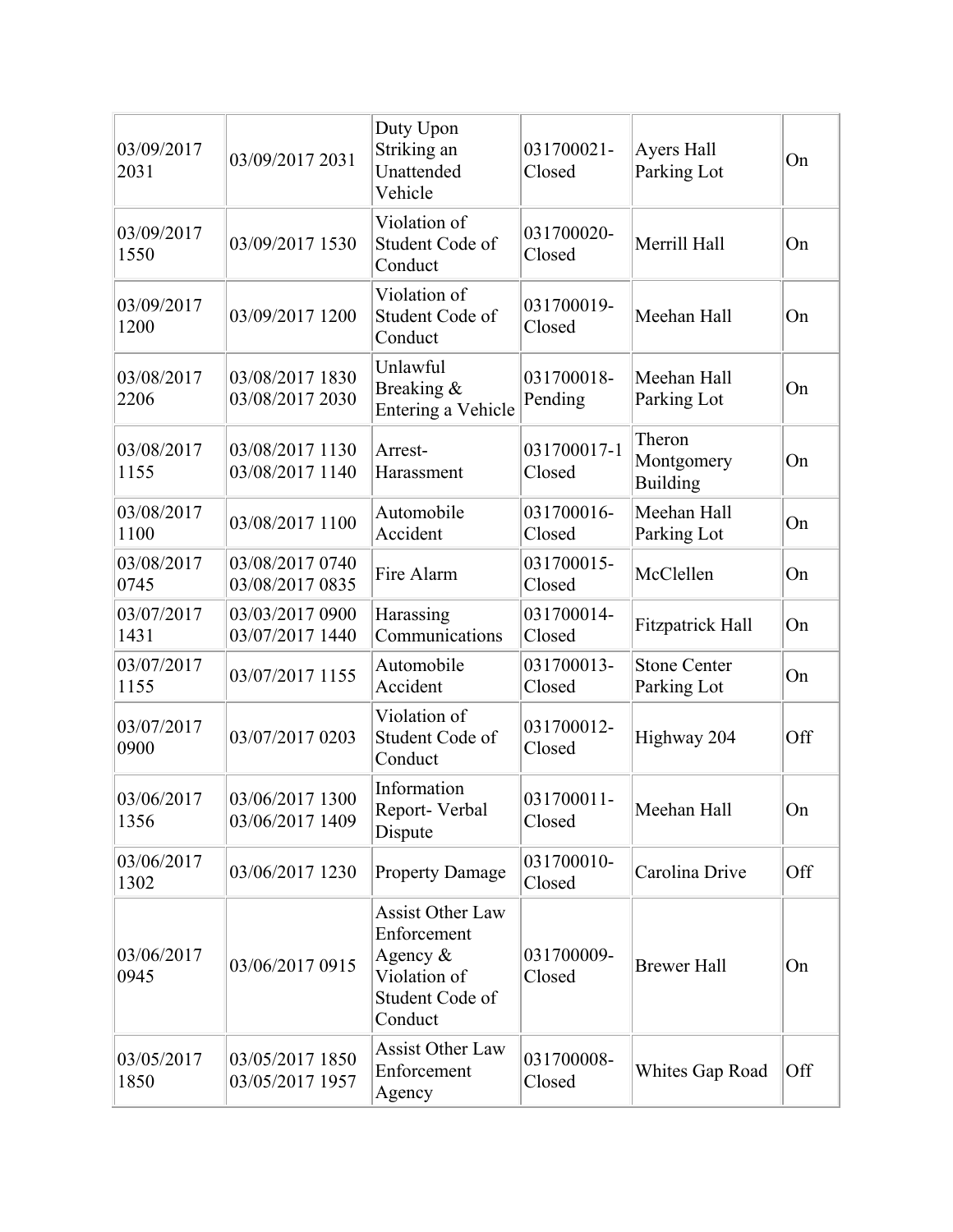| | | | | | |
|---|---|---|---|---|---|
| 03/09/2017 2031 | 03/09/2017 2031 | Duty Upon Striking an Unattended Vehicle | 031700021-Closed | Ayers Hall Parking Lot | On |
| 03/09/2017 1550 | 03/09/2017 1530 | Violation of Student Code of Conduct | 031700020-Closed | Merrill Hall | On |
| 03/09/2017 1200 | 03/09/2017 1200 | Violation of Student Code of Conduct | 031700019-Closed | Meehan Hall | On |
| 03/08/2017 2206 | 03/08/2017 1830 03/08/2017 2030 | Unlawful Breaking & Entering a Vehicle | 031700018-Pending | Meehan Hall Parking Lot | On |
| 03/08/2017 1155 | 03/08/2017 1130 03/08/2017 1140 | Arrest-Harassment | 031700017-1 Closed | Theron Montgomery Building | On |
| 03/08/2017 1100 | 03/08/2017 1100 | Automobile Accident | 031700016-Closed | Meehan Hall Parking Lot | On |
| 03/08/2017 0745 | 03/08/2017 0740 03/08/2017 0835 | Fire Alarm | 031700015-Closed | McClellen | On |
| 03/07/2017 1431 | 03/03/2017 0900 03/07/2017 1440 | Harassing Communications | 031700014-Closed | Fitzpatrick Hall | On |
| 03/07/2017 1155 | 03/07/2017 1155 | Automobile Accident | 031700013-Closed | Stone Center Parking Lot | On |
| 03/07/2017 0900 | 03/07/2017 0203 | Violation of Student Code of Conduct | 031700012-Closed | Highway 204 | Off |
| 03/06/2017 1356 | 03/06/2017 1300 03/06/2017 1409 | Information Report- Verbal Dispute | 031700011-Closed | Meehan Hall | On |
| 03/06/2017 1302 | 03/06/2017 1230 | Property Damage | 031700010-Closed | Carolina Drive | Off |
| 03/06/2017 0945 | 03/06/2017 0915 | Assist Other Law Enforcement Agency & Violation of Student Code of Conduct | 031700009-Closed | Brewer Hall | On |
| 03/05/2017 1850 | 03/05/2017 1850 03/05/2017 1957 | Assist Other Law Enforcement Agency | 031700008-Closed | Whites Gap Road | Off |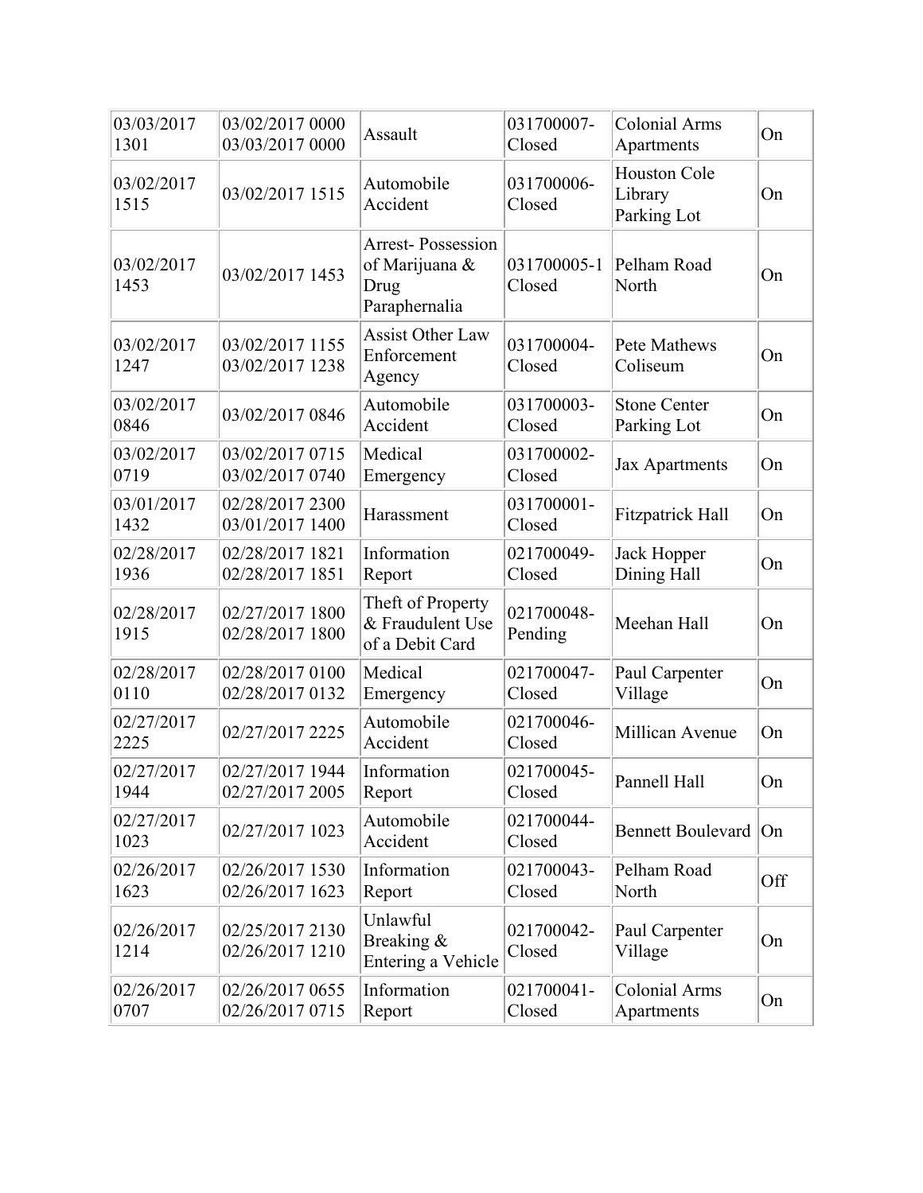| | | | | | |
|---|---|---|---|---|---|
| 03/03/2017 1301 | 03/02/2017 0000 03/03/2017 0000 | Assault | 031700007-Closed | Colonial Arms Apartments | On |
| 03/02/2017 1515 | 03/02/2017 1515 | Automobile Accident | 031700006-Closed | Houston Cole Library Parking Lot | On |
| 03/02/2017 1453 | 03/02/2017 1453 | Arrest- Possession of Marijuana & Drug Paraphernalia | 031700005-1 Closed | Pelham Road North | On |
| 03/02/2017 1247 | 03/02/2017 1155 03/02/2017 1238 | Assist Other Law Enforcement Agency | 031700004-Closed | Pete Mathews Coliseum | On |
| 03/02/2017 0846 | 03/02/2017 0846 | Automobile Accident | 031700003-Closed | Stone Center Parking Lot | On |
| 03/02/2017 0719 | 03/02/2017 0715 03/02/2017 0740 | Medical Emergency | 031700002-Closed | Jax Apartments | On |
| 03/01/2017 1432 | 02/28/2017 2300 03/01/2017 1400 | Harassment | 031700001-Closed | Fitzpatrick Hall | On |
| 02/28/2017 1936 | 02/28/2017 1821 02/28/2017 1851 | Information Report | 021700049-Closed | Jack Hopper Dining Hall | On |
| 02/28/2017 1915 | 02/27/2017 1800 02/28/2017 1800 | Theft of Property & Fraudulent Use of a Debit Card | 021700048-Pending | Meehan Hall | On |
| 02/28/2017 0110 | 02/28/2017 0100 02/28/2017 0132 | Medical Emergency | 021700047-Closed | Paul Carpenter Village | On |
| 02/27/2017 2225 | 02/27/2017 2225 | Automobile Accident | 021700046-Closed | Millican Avenue | On |
| 02/27/2017 1944 | 02/27/2017 1944 02/27/2017 2005 | Information Report | 021700045-Closed | Pannell Hall | On |
| 02/27/2017 1023 | 02/27/2017 1023 | Automobile Accident | 021700044-Closed | Bennett Boulevard | On |
| 02/26/2017 1623 | 02/26/2017 1530 02/26/2017 1623 | Information Report | 021700043-Closed | Pelham Road North | Off |
| 02/26/2017 1214 | 02/25/2017 2130 02/26/2017 1210 | Unlawful Breaking & Entering a Vehicle | 021700042-Closed | Paul Carpenter Village | On |
| 02/26/2017 0707 | 02/26/2017 0655 02/26/2017 0715 | Information Report | 021700041-Closed | Colonial Arms Apartments | On |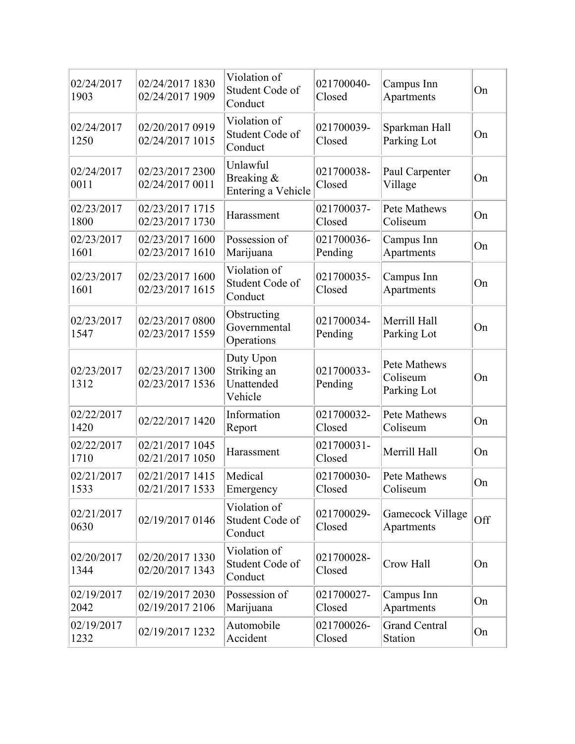| | | | | | |
|---|---|---|---|---|---|
| 02/24/2017 1903 | 02/24/2017 1830 02/24/2017 1909 | Violation of Student Code of Conduct | 021700040-Closed | Campus Inn Apartments | On |
| 02/24/2017 1250 | 02/20/2017 0919 02/24/2017 1015 | Violation of Student Code of Conduct | 021700039-Closed | Sparkman Hall Parking Lot | On |
| 02/24/2017 0011 | 02/23/2017 2300 02/24/2017 0011 | Unlawful Breaking & Entering a Vehicle | 021700038-Closed | Paul Carpenter Village | On |
| 02/23/2017 1800 | 02/23/2017 1715 02/23/2017 1730 | Harassment | 021700037-Closed | Pete Mathews Coliseum | On |
| 02/23/2017 1601 | 02/23/2017 1600 02/23/2017 1610 | Possession of Marijuana | 021700036-Pending | Campus Inn Apartments | On |
| 02/23/2017 1601 | 02/23/2017 1600 02/23/2017 1615 | Violation of Student Code of Conduct | 021700035-Closed | Campus Inn Apartments | On |
| 02/23/2017 1547 | 02/23/2017 0800 02/23/2017 1559 | Obstructing Governmental Operations | 021700034-Pending | Merrill Hall Parking Lot | On |
| 02/23/2017 1312 | 02/23/2017 1300 02/23/2017 1536 | Duty Upon Striking an Unattended Vehicle | 021700033-Pending | Pete Mathews Coliseum Parking Lot | On |
| 02/22/2017 1420 | 02/22/2017 1420 | Information Report | 021700032-Closed | Pete Mathews Coliseum | On |
| 02/22/2017 1710 | 02/21/2017 1045 02/21/2017 1050 | Harassment | 021700031-Closed | Merrill Hall | On |
| 02/21/2017 1533 | 02/21/2017 1415 02/21/2017 1533 | Medical Emergency | 021700030-Closed | Pete Mathews Coliseum | On |
| 02/21/2017 0630 | 02/19/2017 0146 | Violation of Student Code of Conduct | 021700029-Closed | Gamecock Village Apartments | Off |
| 02/20/2017 1344 | 02/20/2017 1330 02/20/2017 1343 | Violation of Student Code of Conduct | 021700028-Closed | Crow Hall | On |
| 02/19/2017 2042 | 02/19/2017 2030 02/19/2017 2106 | Possession of Marijuana | 021700027-Closed | Campus Inn Apartments | On |
| 02/19/2017 1232 | 02/19/2017 1232 | Automobile Accident | 021700026-Closed | Grand Central Station | On |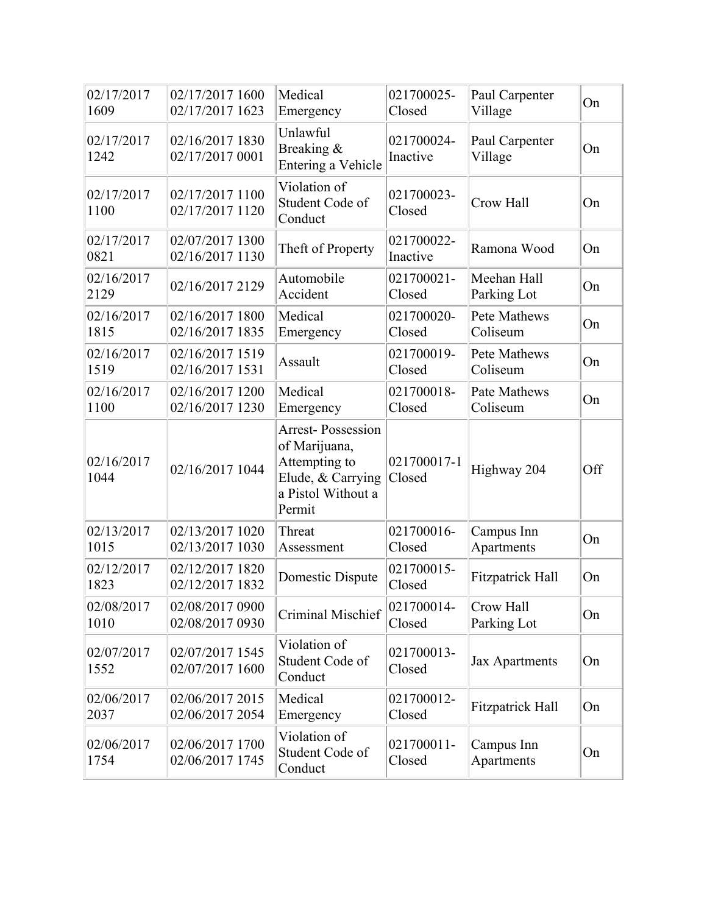| | | | | | |
|---|---|---|---|---|---|
| 02/17/2017 1609 | 02/17/2017 1600 02/17/2017 1623 | Medical Emergency | 021700025-Closed | Paul Carpenter Village | On |
| 02/17/2017 1242 | 02/16/2017 1830 02/17/2017 0001 | Unlawful Breaking & Entering a Vehicle | 021700024-Inactive | Paul Carpenter Village | On |
| 02/17/2017 1100 | 02/17/2017 1100 02/17/2017 1120 | Violation of Student Code of Conduct | 021700023-Closed | Crow Hall | On |
| 02/17/2017 0821 | 02/07/2017 1300 02/16/2017 1130 | Theft of Property | 021700022-Inactive | Ramona Wood | On |
| 02/16/2017 2129 | 02/16/2017 2129 | Automobile Accident | 021700021-Closed | Meehan Hall Parking Lot | On |
| 02/16/2017 1815 | 02/16/2017 1800 02/16/2017 1835 | Medical Emergency | 021700020-Closed | Pete Mathews Coliseum | On |
| 02/16/2017 1519 | 02/16/2017 1519 02/16/2017 1531 | Assault | 021700019-Closed | Pete Mathews Coliseum | On |
| 02/16/2017 1100 | 02/16/2017 1200 02/16/2017 1230 | Medical Emergency | 021700018-Closed | Pate Mathews Coliseum | On |
| 02/16/2017 1044 | 02/16/2017 1044 | Arrest- Possession of Marijuana, Attempting to Elude, & Carrying a Pistol Without a Permit | 021700017-1 Closed | Highway 204 | Off |
| 02/13/2017 1015 | 02/13/2017 1020 02/13/2017 1030 | Threat Assessment | 021700016-Closed | Campus Inn Apartments | On |
| 02/12/2017 1823 | 02/12/2017 1820 02/12/2017 1832 | Domestic Dispute | 021700015-Closed | Fitzpatrick Hall | On |
| 02/08/2017 1010 | 02/08/2017 0900 02/08/2017 0930 | Criminal Mischief | 021700014-Closed | Crow Hall Parking Lot | On |
| 02/07/2017 1552 | 02/07/2017 1545 02/07/2017 1600 | Violation of Student Code of Conduct | 021700013-Closed | Jax Apartments | On |
| 02/06/2017 2037 | 02/06/2017 2015 02/06/2017 2054 | Medical Emergency | 021700012-Closed | Fitzpatrick Hall | On |
| 02/06/2017 1754 | 02/06/2017 1700 02/06/2017 1745 | Violation of Student Code of Conduct | 021700011-Closed | Campus Inn Apartments | On |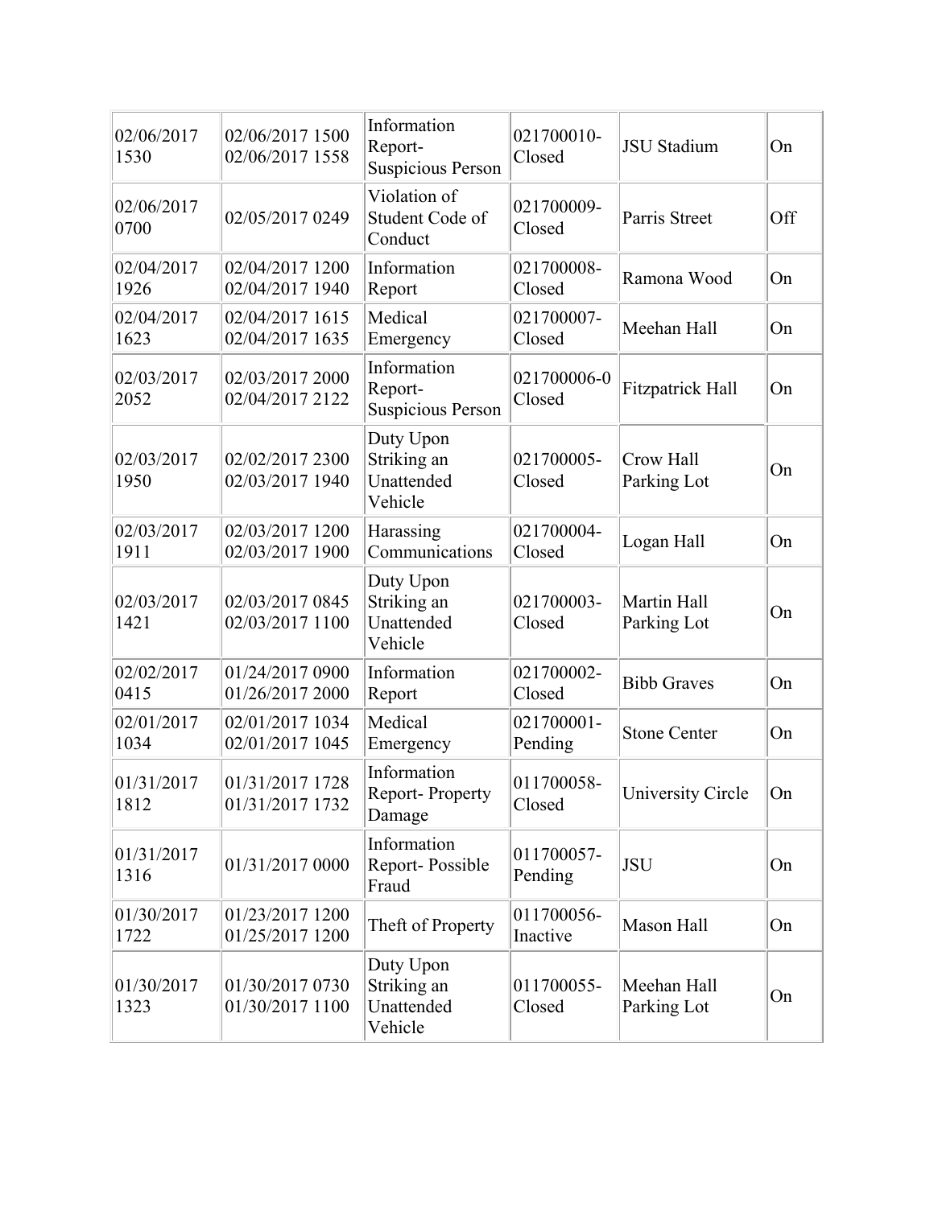| | | | | | |
|---|---|---|---|---|---|
| 02/06/2017 1530 | 02/06/2017 1500 02/06/2017 1558 | Information Report- Suspicious Person | 021700010- Closed | JSU Stadium | On |
| 02/06/2017 0700 | 02/05/2017 0249 | Violation of Student Code of Conduct | 021700009- Closed | Parris Street | Off |
| 02/04/2017 1926 | 02/04/2017 1200 02/04/2017 1940 | Information Report | 021700008- Closed | Ramona Wood | On |
| 02/04/2017 1623 | 02/04/2017 1615 02/04/2017 1635 | Medical Emergency | 021700007- Closed | Meehan Hall | On |
| 02/03/2017 2052 | 02/03/2017 2000 02/04/2017 2122 | Information Report- Suspicious Person | 021700006-0 Closed | Fitzpatrick Hall | On |
| 02/03/2017 1950 | 02/02/2017 2300 02/03/2017 1940 | Duty Upon Striking an Unattended Vehicle | 021700005- Closed | Crow Hall Parking Lot | On |
| 02/03/2017 1911 | 02/03/2017 1200 02/03/2017 1900 | Harassing Communications | 021700004- Closed | Logan Hall | On |
| 02/03/2017 1421 | 02/03/2017 0845 02/03/2017 1100 | Duty Upon Striking an Unattended Vehicle | 021700003- Closed | Martin Hall Parking Lot | On |
| 02/02/2017 0415 | 01/24/2017 0900 01/26/2017 2000 | Information Report | 021700002- Closed | Bibb Graves | On |
| 02/01/2017 1034 | 02/01/2017 1034 02/01/2017 1045 | Medical Emergency | 021700001- Pending | Stone Center | On |
| 01/31/2017 1812 | 01/31/2017 1728 01/31/2017 1732 | Information Report- Property Damage | 011700058- Closed | University Circle | On |
| 01/31/2017 1316 | 01/31/2017 0000 | Information Report- Possible Fraud | 011700057- Pending | JSU | On |
| 01/30/2017 1722 | 01/23/2017 1200 01/25/2017 1200 | Theft of Property | 011700056- Inactive | Mason Hall | On |
| 01/30/2017 1323 | 01/30/2017 0730 01/30/2017 1100 | Duty Upon Striking an Unattended Vehicle | 011700055- Closed | Meehan Hall Parking Lot | On |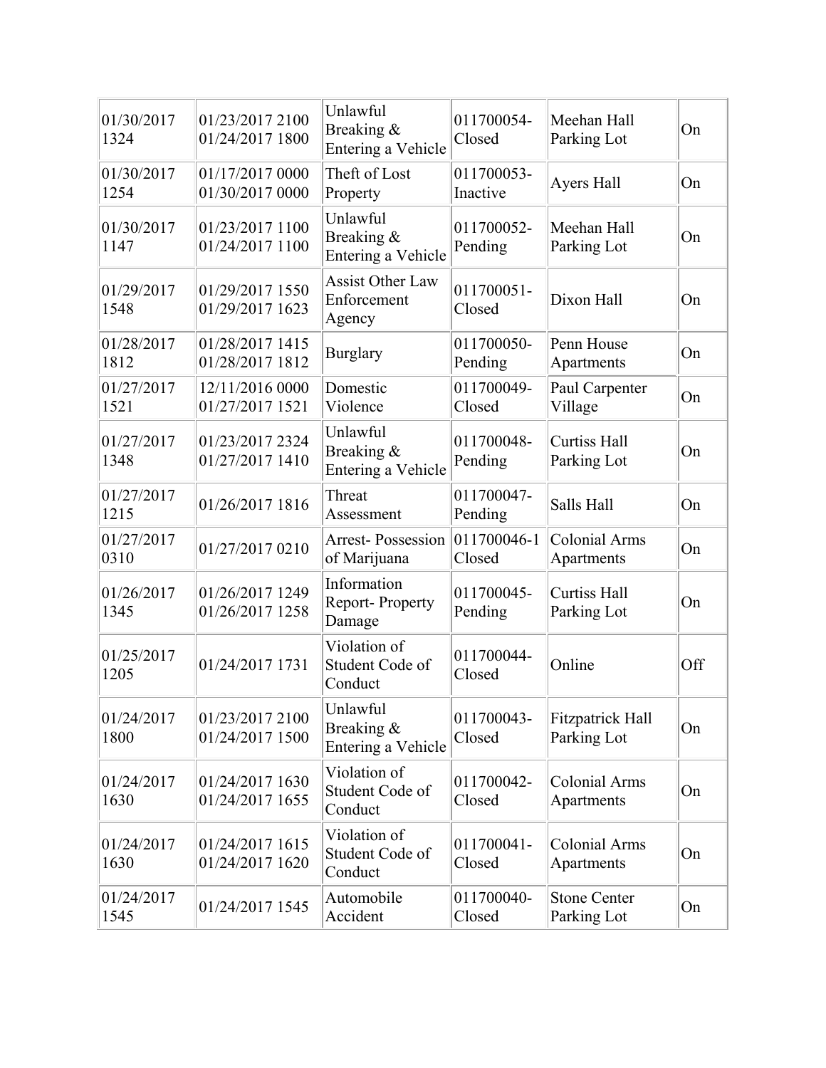| | | | | | |
|---|---|---|---|---|---|
| 01/30/2017 1324 | 01/23/2017 2100 01/24/2017 1800 | Unlawful Breaking & Entering a Vehicle | 011700054- Closed | Meehan Hall Parking Lot | On |
| 01/30/2017 1254 | 01/17/2017 0000 01/30/2017 0000 | Theft of Lost Property | 011700053- Inactive | Ayers Hall | On |
| 01/30/2017 1147 | 01/23/2017 1100 01/24/2017 1100 | Unlawful Breaking & Entering a Vehicle | 011700052- Pending | Meehan Hall Parking Lot | On |
| 01/29/2017 1548 | 01/29/2017 1550 01/29/2017 1623 | Assist Other Law Enforcement Agency | 011700051- Closed | Dixon Hall | On |
| 01/28/2017 1812 | 01/28/2017 1415 01/28/2017 1812 | Burglary | 011700050- Pending | Penn House Apartments | On |
| 01/27/2017 1521 | 12/11/2016 0000 01/27/2017 1521 | Domestic Violence | 011700049- Closed | Paul Carpenter Village | On |
| 01/27/2017 1348 | 01/23/2017 2324 01/27/2017 1410 | Unlawful Breaking & Entering a Vehicle | 011700048- Pending | Curtiss Hall Parking Lot | On |
| 01/27/2017 1215 | 01/26/2017 1816 | Threat Assessment | 011700047- Pending | Salls Hall | On |
| 01/27/2017 0310 | 01/27/2017 0210 | Arrest- Possession of Marijuana | 011700046-1 Closed | Colonial Arms Apartments | On |
| 01/26/2017 1345 | 01/26/2017 1249 01/26/2017 1258 | Information Report- Property Damage | 011700045- Pending | Curtiss Hall Parking Lot | On |
| 01/25/2017 1205 | 01/24/2017 1731 | Violation of Student Code of Conduct | 011700044- Closed | Online | Off |
| 01/24/2017 1800 | 01/23/2017 2100 01/24/2017 1500 | Unlawful Breaking & Entering a Vehicle | 011700043- Closed | Fitzpatrick Hall Parking Lot | On |
| 01/24/2017 1630 | 01/24/2017 1630 01/24/2017 1655 | Violation of Student Code of Conduct | 011700042- Closed | Colonial Arms Apartments | On |
| 01/24/2017 1630 | 01/24/2017 1615 01/24/2017 1620 | Violation of Student Code of Conduct | 011700041- Closed | Colonial Arms Apartments | On |
| 01/24/2017 1545 | 01/24/2017 1545 | Automobile Accident | 011700040- Closed | Stone Center Parking Lot | On |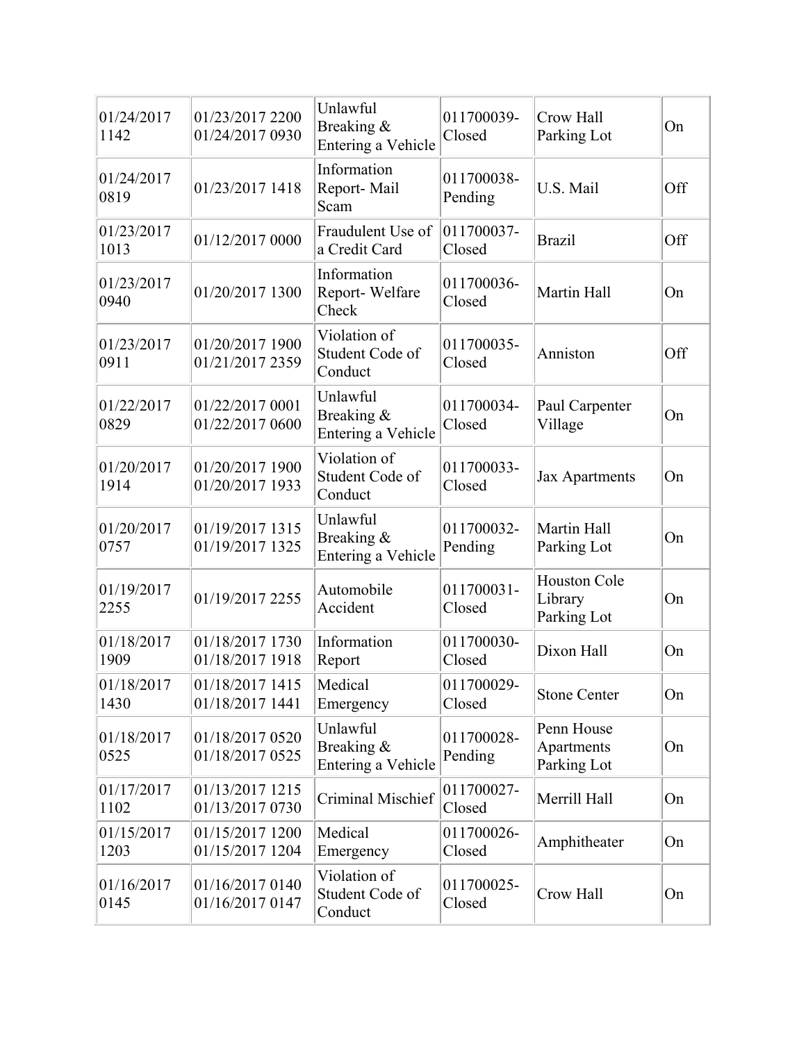| | | | | | |
|---|---|---|---|---|---|
| 01/24/2017 1142 | 01/23/2017 2200 01/24/2017 0930 | Unlawful Breaking & Entering a Vehicle | 011700039-Closed | Crow Hall Parking Lot | On |
| 01/24/2017 0819 | 01/23/2017 1418 | Information Report- Mail Scam | 011700038-Pending | U.S. Mail | Off |
| 01/23/2017 1013 | 01/12/2017 0000 | Fraudulent Use of a Credit Card | 011700037-Closed | Brazil | Off |
| 01/23/2017 0940 | 01/20/2017 1300 | Information Report- Welfare Check | 011700036-Closed | Martin Hall | On |
| 01/23/2017 0911 | 01/20/2017 1900 01/21/2017 2359 | Violation of Student Code of Conduct | 011700035-Closed | Anniston | Off |
| 01/22/2017 0829 | 01/22/2017 0001 01/22/2017 0600 | Unlawful Breaking & Entering a Vehicle | 011700034-Closed | Paul Carpenter Village | On |
| 01/20/2017 1914 | 01/20/2017 1900 01/20/2017 1933 | Violation of Student Code of Conduct | 011700033-Closed | Jax Apartments | On |
| 01/20/2017 0757 | 01/19/2017 1315 01/19/2017 1325 | Unlawful Breaking & Entering a Vehicle | 011700032-Pending | Martin Hall Parking Lot | On |
| 01/19/2017 2255 | 01/19/2017 2255 | Automobile Accident | 011700031-Closed | Houston Cole Library Parking Lot | On |
| 01/18/2017 1909 | 01/18/2017 1730 01/18/2017 1918 | Information Report | 011700030-Closed | Dixon Hall | On |
| 01/18/2017 1430 | 01/18/2017 1415 01/18/2017 1441 | Medical Emergency | 011700029-Closed | Stone Center | On |
| 01/18/2017 0525 | 01/18/2017 0520 01/18/2017 0525 | Unlawful Breaking & Entering a Vehicle | 011700028-Pending | Penn House Apartments Parking Lot | On |
| 01/17/2017 1102 | 01/13/2017 1215 01/13/2017 0730 | Criminal Mischief | 011700027-Closed | Merrill Hall | On |
| 01/15/2017 1203 | 01/15/2017 1200 01/15/2017 1204 | Medical Emergency | 011700026-Closed | Amphitheater | On |
| 01/16/2017 0145 | 01/16/2017 0140 01/16/2017 0147 | Violation of Student Code of Conduct | 011700025-Closed | Crow Hall | On |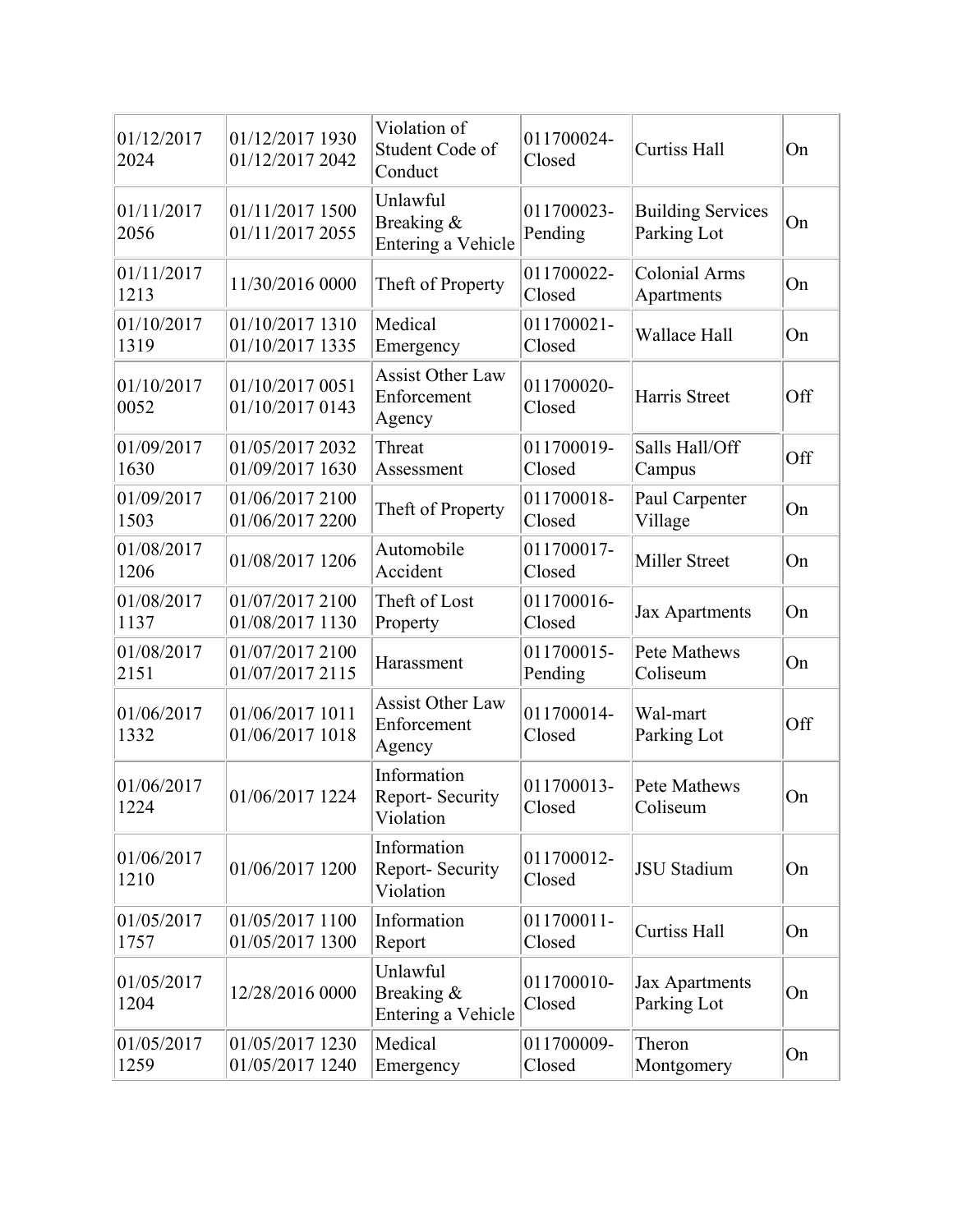| | | | | | |
|---|---|---|---|---|---|
| 01/12/2017 2024 | 01/12/2017 1930 01/12/2017 2042 | Violation of Student Code of Conduct | 011700024-Closed | Curtiss Hall | On |
| 01/11/2017 2056 | 01/11/2017 1500 01/11/2017 2055 | Unlawful Breaking & Entering a Vehicle | 011700023-Pending | Building Services Parking Lot | On |
| 01/11/2017 1213 | 11/30/2016 0000 | Theft of Property | 011700022-Closed | Colonial Arms Apartments | On |
| 01/10/2017 1319 | 01/10/2017 1310 01/10/2017 1335 | Medical Emergency | 011700021-Closed | Wallace Hall | On |
| 01/10/2017 0052 | 01/10/2017 0051 01/10/2017 0143 | Assist Other Law Enforcement Agency | 011700020-Closed | Harris Street | Off |
| 01/09/2017 1630 | 01/05/2017 2032 01/09/2017 1630 | Threat Assessment | 011700019-Closed | Salls Hall/Off Campus | Off |
| 01/09/2017 1503 | 01/06/2017 2100 01/06/2017 2200 | Theft of Property | 011700018-Closed | Paul Carpenter Village | On |
| 01/08/2017 1206 | 01/08/2017 1206 | Automobile Accident | 011700017-Closed | Miller Street | On |
| 01/08/2017 1137 | 01/07/2017 2100 01/08/2017 1130 | Theft of Lost Property | 011700016-Closed | Jax Apartments | On |
| 01/08/2017 2151 | 01/07/2017 2100 01/07/2017 2115 | Harassment | 011700015-Pending | Pete Mathews Coliseum | On |
| 01/06/2017 1332 | 01/06/2017 1011 01/06/2017 1018 | Assist Other Law Enforcement Agency | 011700014-Closed | Wal-mart Parking Lot | Off |
| 01/06/2017 1224 | 01/06/2017 1224 | Information Report- Security Violation | 011700013-Closed | Pete Mathews Coliseum | On |
| 01/06/2017 1210 | 01/06/2017 1200 | Information Report- Security Violation | 011700012-Closed | JSU Stadium | On |
| 01/05/2017 1757 | 01/05/2017 1100 01/05/2017 1300 | Information Report | 011700011-Closed | Curtiss Hall | On |
| 01/05/2017 1204 | 12/28/2016 0000 | Unlawful Breaking & Entering a Vehicle | 011700010-Closed | Jax Apartments Parking Lot | On |
| 01/05/2017 1259 | 01/05/2017 1230 01/05/2017 1240 | Medical Emergency | 011700009-Closed | Theron Montgomery | On |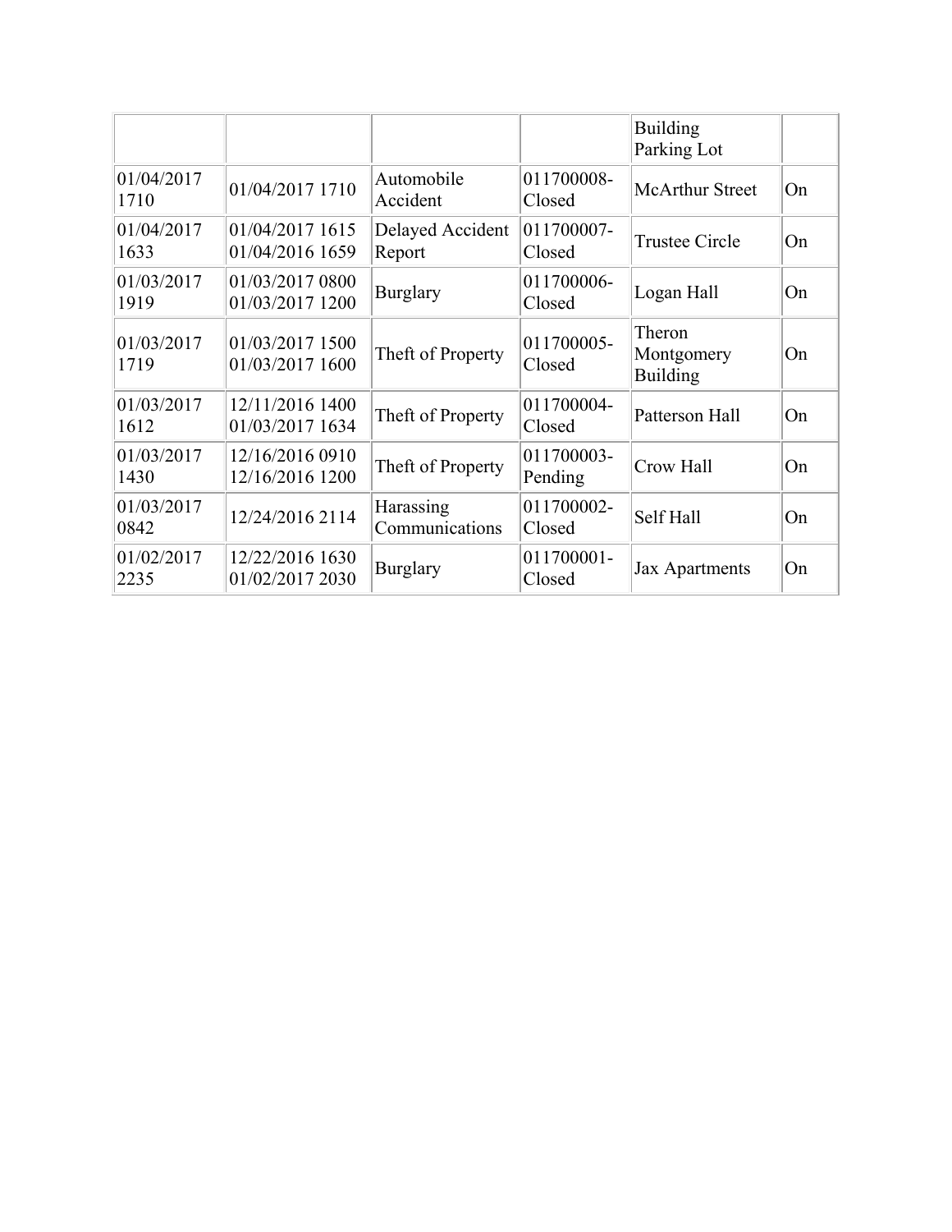| | | | | | |
|---|---|---|---|---|---|
| | | | | Building Parking Lot | |
| 01/04/2017 1710 | 01/04/2017 1710 | Automobile Accident | 011700008-Closed | McArthur Street | On |
| 01/04/2017 1633 | 01/04/2017 1615 01/04/2016 1659 | Delayed Accident Report | 011700007-Closed | Trustee Circle | On |
| 01/03/2017 1919 | 01/03/2017 0800 01/03/2017 1200 | Burglary | 011700006-Closed | Logan Hall | On |
| 01/03/2017 1719 | 01/03/2017 1500 01/03/2017 1600 | Theft of Property | 011700005-Closed | Theron Montgomery Building | On |
| 01/03/2017 1612 | 12/11/2016 1400 01/03/2017 1634 | Theft of Property | 011700004-Closed | Patterson Hall | On |
| 01/03/2017 1430 | 12/16/2016 0910 12/16/2016 1200 | Theft of Property | 011700003-Pending | Crow Hall | On |
| 01/03/2017 0842 | 12/24/2016 2114 | Harassing Communications | 011700002-Closed | Self Hall | On |
| 01/02/2017 2235 | 12/22/2016 1630 01/02/2017 2030 | Burglary | 011700001-Closed | Jax Apartments | On |